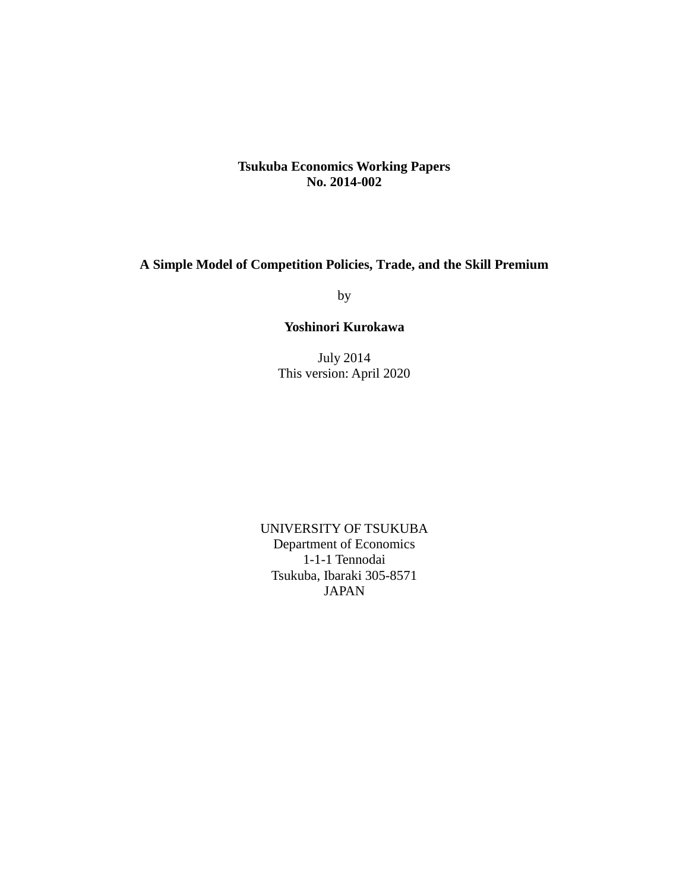**Tsukuba Economics Working Papers**
**No. 2014-002**

# A Simple Model of Competition Policies, Trade, and the Skill Premium

by

**Yoshinori Kurokawa**

July 2014
This version: April 2020

UNIVERSITY OF TSUKUBA
Department of Economics
1-1-1 Tennodai
Tsukuba, Ibaraki 305-8571
JAPAN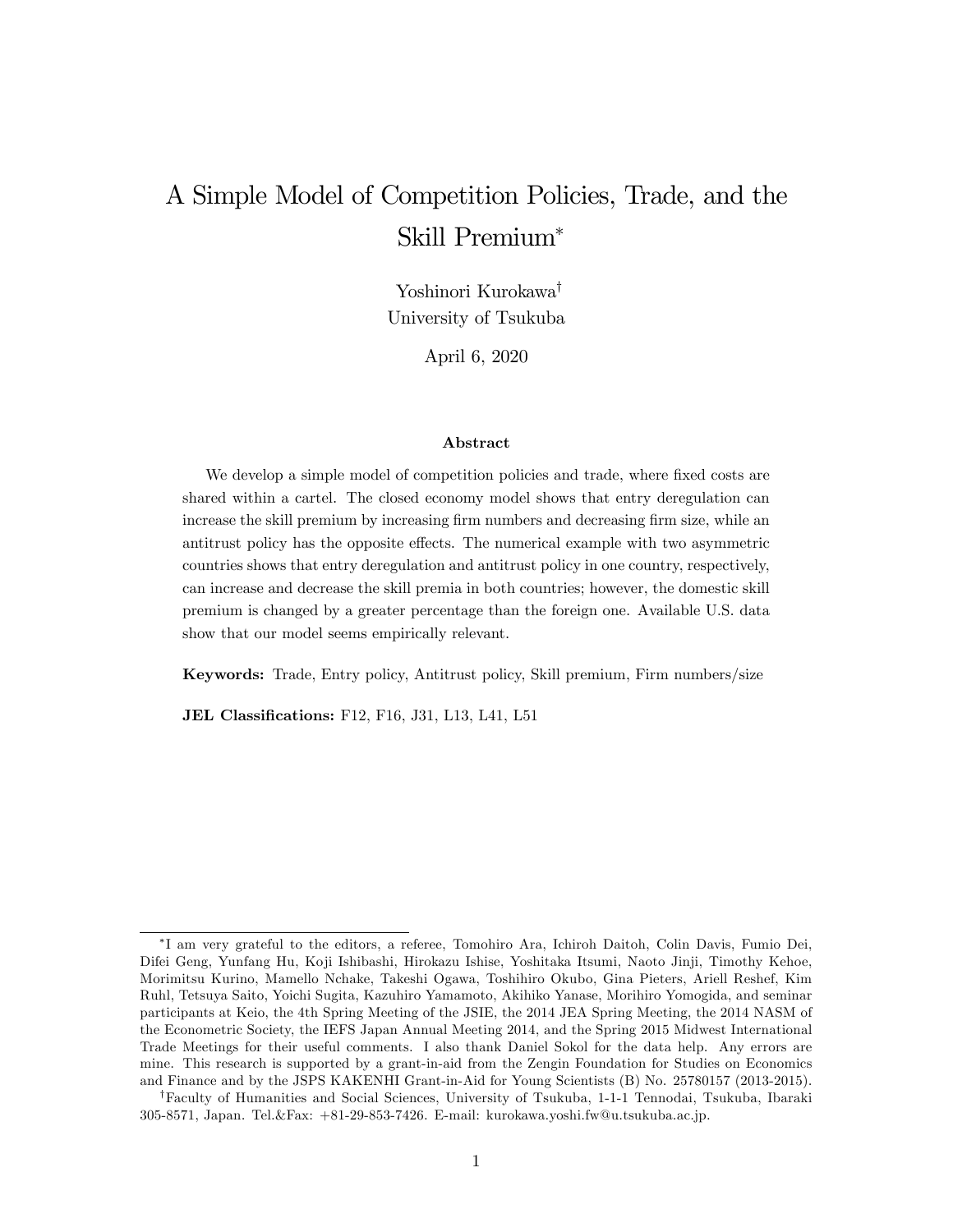# A Simple Model of Competition Policies, Trade, and the Skill Premium*

Yoshinori Kurokawa†
University of Tsukuba

April 6, 2020

### Abstract

We develop a simple model of competition policies and trade, where fixed costs are shared within a cartel. The closed economy model shows that entry deregulation can increase the skill premium by increasing firm numbers and decreasing firm size, while an antitrust policy has the opposite effects. The numerical example with two asymmetric countries shows that entry deregulation and antitrust policy in one country, respectively, can increase and decrease the skill premia in both countries; however, the domestic skill premium is changed by a greater percentage than the foreign one. Available U.S. data show that our model seems empirically relevant.

**Keywords:** Trade, Entry policy, Antitrust policy, Skill premium, Firm numbers/size

**JEL Classifications:** F12, F16, J31, L13, L41, L51

---

*I am very grateful to the editors, a referee, Tomohiro Ara, Ichiroh Daitoh, Colin Davis, Fumio Dei, Difei Geng, Yunfang Hu, Koji Ishibashi, Hirokazu Ishise, Yoshitaka Itsumi, Naoto Jinji, Timothy Kehoe, Morimitsu Kurino, Mamello Nchake, Takeshi Ogawa, Toshihiro Okubo, Gina Pieters, Ariell Reshef, Kim Ruhl, Tetsuya Saito, Yoichi Sugita, Kazuhiro Yamamoto, Akihiko Yanase, Morihiro Yomogida, and seminar participants at Keio, the 4th Spring Meeting of the JSIE, the 2014 JEA Spring Meeting, the 2014 NASM of the Econometric Society, the IEFS Japan Annual Meeting 2014, and the Spring 2015 Midwest International Trade Meetings for their useful comments. I also thank Daniel Sokol for the data help. Any errors are mine. This research is supported by a grant-in-aid from the Zengin Foundation for Studies on Economics and Finance and by the JSPS KAKENHI Grant-in-Aid for Young Scientists (B) No. 25780157 (2013-2015).

†Faculty of Humanities and Social Sciences, University of Tsukuba, 1-1-1 Tennodai, Tsukuba, Ibaraki 305-8571, Japan. Tel.&Fax: +81-29-853-7426. E-mail: kurokawa.yoshi.fw@u.tsukuba.ac.jp.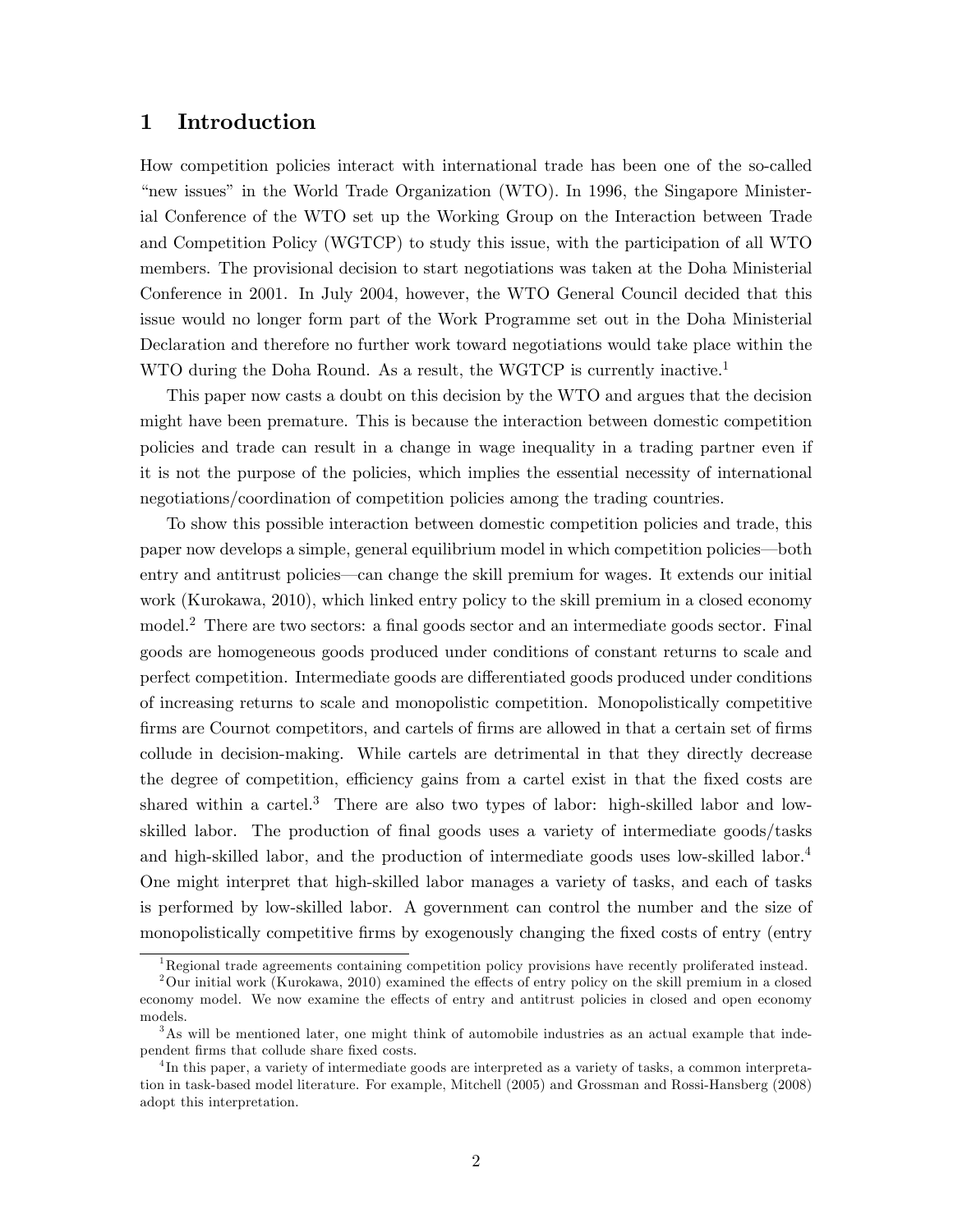# 1 Introduction

How competition policies interact with international trade has been one of the so-called "new issues" in the World Trade Organization (WTO). In 1996, the Singapore Ministerial Conference of the WTO set up the Working Group on the Interaction between Trade and Competition Policy (WGTCP) to study this issue, with the participation of all WTO members. The provisional decision to start negotiations was taken at the Doha Ministerial Conference in 2001. In July 2004, however, the WTO General Council decided that this issue would no longer form part of the Work Programme set out in the Doha Ministerial Declaration and therefore no further work toward negotiations would take place within the WTO during the Doha Round. As a result, the WGTCP is currently inactive.[1]

This paper now casts a doubt on this decision by the WTO and argues that the decision might have been premature. This is because the interaction between domestic competition policies and trade can result in a change in wage inequality in a trading partner even if it is not the purpose of the policies, which implies the essential necessity of international negotiations/coordination of competition policies among the trading countries.

To show this possible interaction between domestic competition policies and trade, this paper now develops a simple, general equilibrium model in which competition policies—both entry and antitrust policies—can change the skill premium for wages. It extends our initial work (Kurokawa, 2010), which linked entry policy to the skill premium in a closed economy model.[2] There are two sectors: a final goods sector and an intermediate goods sector. Final goods are homogeneous goods produced under conditions of constant returns to scale and perfect competition. Intermediate goods are differentiated goods produced under conditions of increasing returns to scale and monopolistic competition. Monopolistically competitive firms are Cournot competitors, and cartels of firms are allowed in that a certain set of firms collude in decision-making. While cartels are detrimental in that they directly decrease the degree of competition, efficiency gains from a cartel exist in that the fixed costs are shared within a cartel.[3] There are also two types of labor: high-skilled labor and low-skilled labor. The production of final goods uses a variety of intermediate goods/tasks and high-skilled labor, and the production of intermediate goods uses low-skilled labor.[4] One might interpret that high-skilled labor manages a variety of tasks, and each of tasks is performed by low-skilled labor. A government can control the number and the size of monopolistically competitive firms by exogenously changing the fixed costs of entry (entry

[1] Regional trade agreements containing competition policy provisions have recently proliferated instead.

[2] Our initial work (Kurokawa, 2010) examined the effects of entry policy on the skill premium in a closed economy model. We now examine the effects of entry and antitrust policies in closed and open economy models.

[3] As will be mentioned later, one might think of automobile industries as an actual example that independent firms that collude share fixed costs.

[4] In this paper, a variety of intermediate goods are interpreted as a variety of tasks, a common interpretation in task-based model literature. For example, Mitchell (2005) and Grossman and Rossi-Hansberg (2008) adopt this interpretation.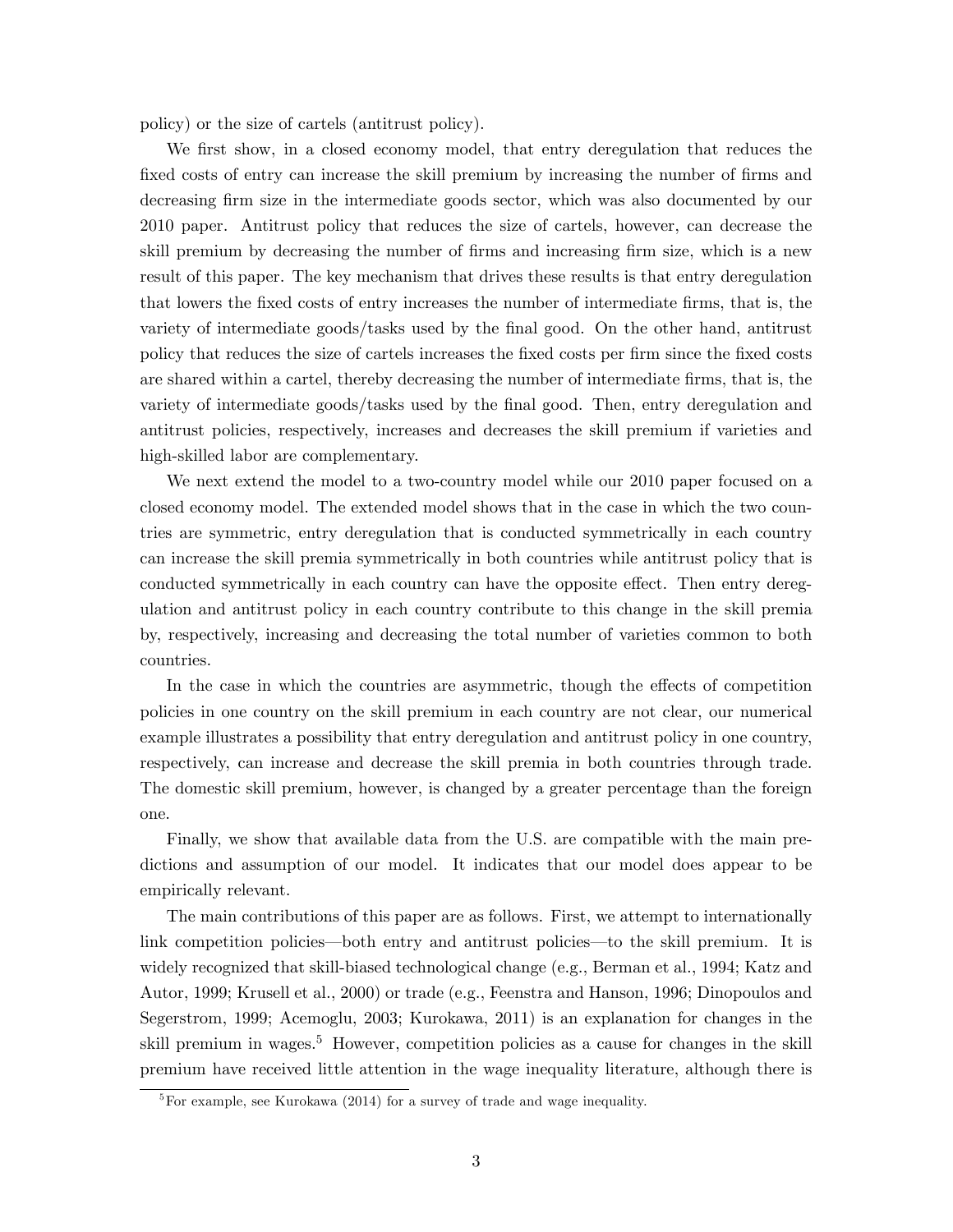policy) or the size of cartels (antitrust policy).

We first show, in a closed economy model, that entry deregulation that reduces the fixed costs of entry can increase the skill premium by increasing the number of firms and decreasing firm size in the intermediate goods sector, which was also documented by our 2010 paper. Antitrust policy that reduces the size of cartels, however, can decrease the skill premium by decreasing the number of firms and increasing firm size, which is a new result of this paper. The key mechanism that drives these results is that entry deregulation that lowers the fixed costs of entry increases the number of intermediate firms, that is, the variety of intermediate goods/tasks used by the final good. On the other hand, antitrust policy that reduces the size of cartels increases the fixed costs per firm since the fixed costs are shared within a cartel, thereby decreasing the number of intermediate firms, that is, the variety of intermediate goods/tasks used by the final good. Then, entry deregulation and antitrust policies, respectively, increases and decreases the skill premium if varieties and high-skilled labor are complementary.

We next extend the model to a two-country model while our 2010 paper focused on a closed economy model. The extended model shows that in the case in which the two countries are symmetric, entry deregulation that is conducted symmetrically in each country can increase the skill premia symmetrically in both countries while antitrust policy that is conducted symmetrically in each country can have the opposite effect. Then entry deregulation and antitrust policy in each country contribute to this change in the skill premia by, respectively, increasing and decreasing the total number of varieties common to both countries.

In the case in which the countries are asymmetric, though the effects of competition policies in one country on the skill premium in each country are not clear, our numerical example illustrates a possibility that entry deregulation and antitrust policy in one country, respectively, can increase and decrease the skill premia in both countries through trade. The domestic skill premium, however, is changed by a greater percentage than the foreign one.

Finally, we show that available data from the U.S. are compatible with the main predictions and assumption of our model. It indicates that our model does appear to be empirically relevant.

The main contributions of this paper are as follows. First, we attempt to internationally link competition policies—both entry and antitrust policies—to the skill premium. It is widely recognized that skill-biased technological change (e.g., Berman et al., 1994; Katz and Autor, 1999; Krusell et al., 2000) or trade (e.g., Feenstra and Hanson, 1996; Dinopoulos and Segerstrom, 1999; Acemoglu, 2003; Kurokawa, 2011) is an explanation for changes in the skill premium in wages.[5] However, competition policies as a cause for changes in the skill premium have received little attention in the wage inequality literature, although there is

[5]For example, see Kurokawa (2014) for a survey of trade and wage inequality.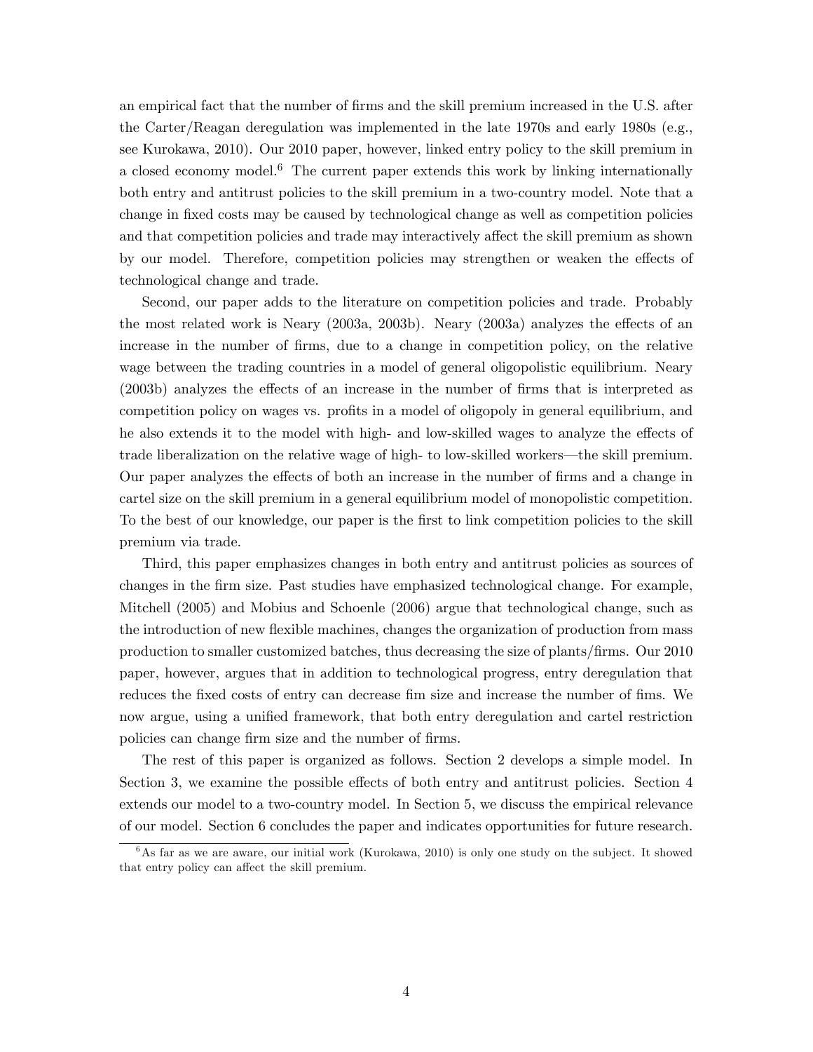an empirical fact that the number of firms and the skill premium increased in the U.S. after the Carter/Reagan deregulation was implemented in the late 1970s and early 1980s (e.g., see Kurokawa, 2010). Our 2010 paper, however, linked entry policy to the skill premium in a closed economy model.[6] The current paper extends this work by linking internationally both entry and antitrust policies to the skill premium in a two-country model. Note that a change in fixed costs may be caused by technological change as well as competition policies and that competition policies and trade may interactively affect the skill premium as shown by our model. Therefore, competition policies may strengthen or weaken the effects of technological change and trade.

Second, our paper adds to the literature on competition policies and trade. Probably the most related work is Neary (2003a, 2003b). Neary (2003a) analyzes the effects of an increase in the number of firms, due to a change in competition policy, on the relative wage between the trading countries in a model of general oligopolistic equilibrium. Neary (2003b) analyzes the effects of an increase in the number of firms that is interpreted as competition policy on wages vs. profits in a model of oligopoly in general equilibrium, and he also extends it to the model with high- and low-skilled wages to analyze the effects of trade liberalization on the relative wage of high- to low-skilled workers—the skill premium. Our paper analyzes the effects of both an increase in the number of firms and a change in cartel size on the skill premium in a general equilibrium model of monopolistic competition. To the best of our knowledge, our paper is the first to link competition policies to the skill premium via trade.

Third, this paper emphasizes changes in both entry and antitrust policies as sources of changes in the firm size. Past studies have emphasized technological change. For example, Mitchell (2005) and Mobius and Schoenle (2006) argue that technological change, such as the introduction of new flexible machines, changes the organization of production from mass production to smaller customized batches, thus decreasing the size of plants/firms. Our 2010 paper, however, argues that in addition to technological progress, entry deregulation that reduces the fixed costs of entry can decrease fim size and increase the number of fims. We now argue, using a unified framework, that both entry deregulation and cartel restriction policies can change firm size and the number of firms.

The rest of this paper is organized as follows. Section 2 develops a simple model. In Section 3, we examine the possible effects of both entry and antitrust policies. Section 4 extends our model to a two-country model. In Section 5, we discuss the empirical relevance of our model. Section 6 concludes the paper and indicates opportunities for future research.

[6] As far as we are aware, our initial work (Kurokawa, 2010) is only one study on the subject. It showed that entry policy can affect the skill premium.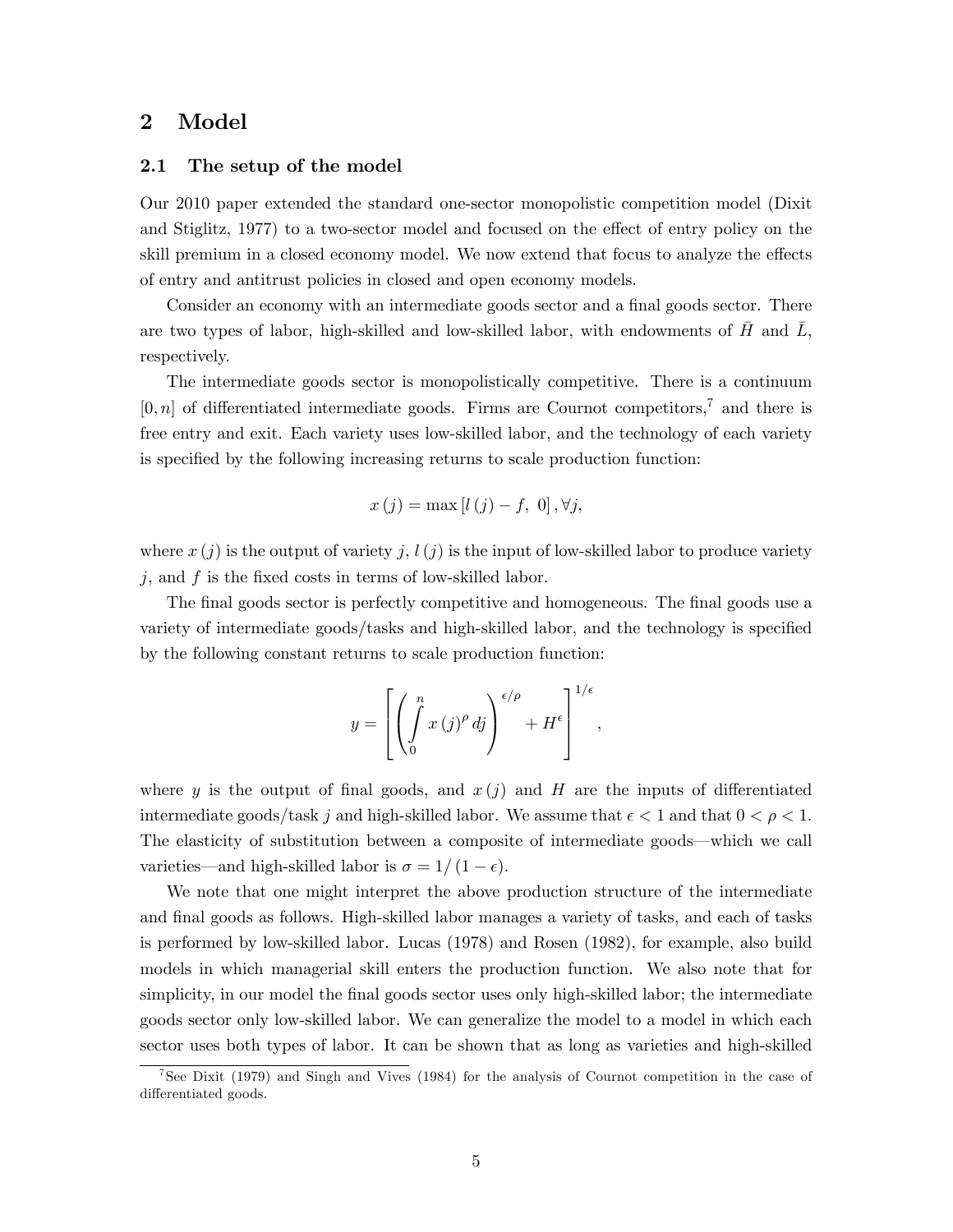## 2 Model

### 2.1 The setup of the model

Our 2010 paper extended the standard one-sector monopolistic competition model (Dixit and Stiglitz, 1977) to a two-sector model and focused on the effect of entry policy on the skill premium in a closed economy model. We now extend that focus to analyze the effects of entry and antitrust policies in closed and open economy models.

Consider an economy with an intermediate goods sector and a final goods sector. There are two types of labor, high-skilled and low-skilled labor, with endowments of $\bar{H}$ and $\bar{L}$, respectively.

The intermediate goods sector is monopolistically competitive. There is a continuum $[0, n]$ of differentiated intermediate goods. Firms are Cournot competitors,[7] and there is free entry and exit. Each variety uses low-skilled labor, and the technology of each variety is specified by the following increasing returns to scale production function:

$$x(j) = \max [l(j) - f,\ 0], \forall j,$$

where $x(j)$ is the output of variety $j$, $l(j)$ is the input of low-skilled labor to produce variety $j$, and $f$ is the fixed costs in terms of low-skilled labor.

The final goods sector is perfectly competitive and homogeneous. The final goods use a variety of intermediate goods/tasks and high-skilled labor, and the technology is specified by the following constant returns to scale production function:

$$y = \left[ \left( \int_0^n x(j)^{\rho} dj \right)^{\epsilon/\rho} + H^{\epsilon} \right]^{1/\epsilon},$$

where $y$ is the output of final goods, and $x(j)$ and $H$ are the inputs of differentiated intermediate goods/task $j$ and high-skilled labor. We assume that $\epsilon < 1$ and that $0 < \rho < 1$. The elasticity of substitution between a composite of intermediate goods—which we call varieties—and high-skilled labor is $\sigma = 1/(1 - \epsilon)$.

We note that one might interpret the above production structure of the intermediate and final goods as follows. High-skilled labor manages a variety of tasks, and each of tasks is performed by low-skilled labor. Lucas (1978) and Rosen (1982), for example, also build models in which managerial skill enters the production function. We also note that for simplicity, in our model the final goods sector uses only high-skilled labor; the intermediate goods sector only low-skilled labor. We can generalize the model to a model in which each sector uses both types of labor. It can be shown that as long as varieties and high-skilled

[7] See Dixit (1979) and Singh and Vives (1984) for the analysis of Cournot competition in the case of differentiated goods.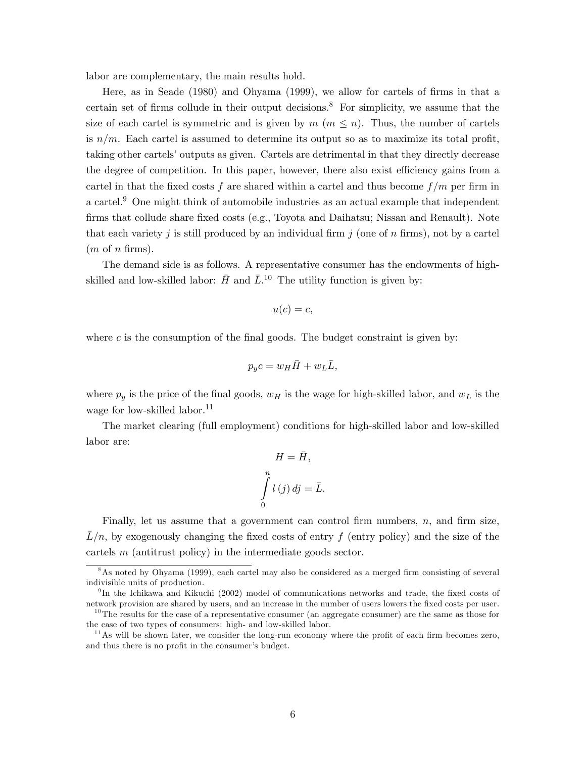labor are complementary, the main results hold.

Here, as in Seade (1980) and Ohyama (1999), we allow for cartels of firms in that a certain set of firms collude in their output decisions.[8] For simplicity, we assume that the size of each cartel is symmetric and is given by $m$ ($m \leq n$). Thus, the number of cartels is $n/m$. Each cartel is assumed to determine its output so as to maximize its total profit, taking other cartels' outputs as given. Cartels are detrimental in that they directly decrease the degree of competition. In this paper, however, there also exist efficiency gains from a cartel in that the fixed costs $f$ are shared within a cartel and thus become $f/m$ per firm in a cartel.[9] One might think of automobile industries as an actual example that independent firms that collude share fixed costs (e.g., Toyota and Daihatsu; Nissan and Renault). Note that each variety $j$ is still produced by an individual firm $j$ (one of $n$ firms), not by a cartel ($m$ of $n$ firms).

The demand side is as follows. A representative consumer has the endowments of high-skilled and low-skilled labor: $\bar{H}$ and $\bar{L}$.[10] The utility function is given by:

$$u(c) = c,$$

where $c$ is the consumption of the final goods. The budget constraint is given by:

$$p_y c = w_H \bar{H} + w_L \bar{L},$$

where $p_y$ is the price of the final goods, $w_H$ is the wage for high-skilled labor, and $w_L$ is the wage for low-skilled labor.[11]

The market clearing (full employment) conditions for high-skilled labor and low-skilled labor are:

$$H = \bar{H},$$

$$\int_0^n l(j)\, dj = \bar{L}.$$

Finally, let us assume that a government can control firm numbers, $n$, and firm size, $\bar{L}/n$, by exogenously changing the fixed costs of entry $f$ (entry policy) and the size of the cartels $m$ (antitrust policy) in the intermediate goods sector.

---

[8] As noted by Ohyama (1999), each cartel may also be considered as a merged firm consisting of several indivisible units of production.

[9] In the Ichikawa and Kikuchi (2002) model of communications networks and trade, the fixed costs of network provision are shared by users, and an increase in the number of users lowers the fixed costs per user.

[10] The results for the case of a representative consumer (an aggregate consumer) are the same as those for the case of two types of consumers: high- and low-skilled labor.

[11] As will be shown later, we consider the long-run economy where the profit of each firm becomes zero, and thus there is no profit in the consumer's budget.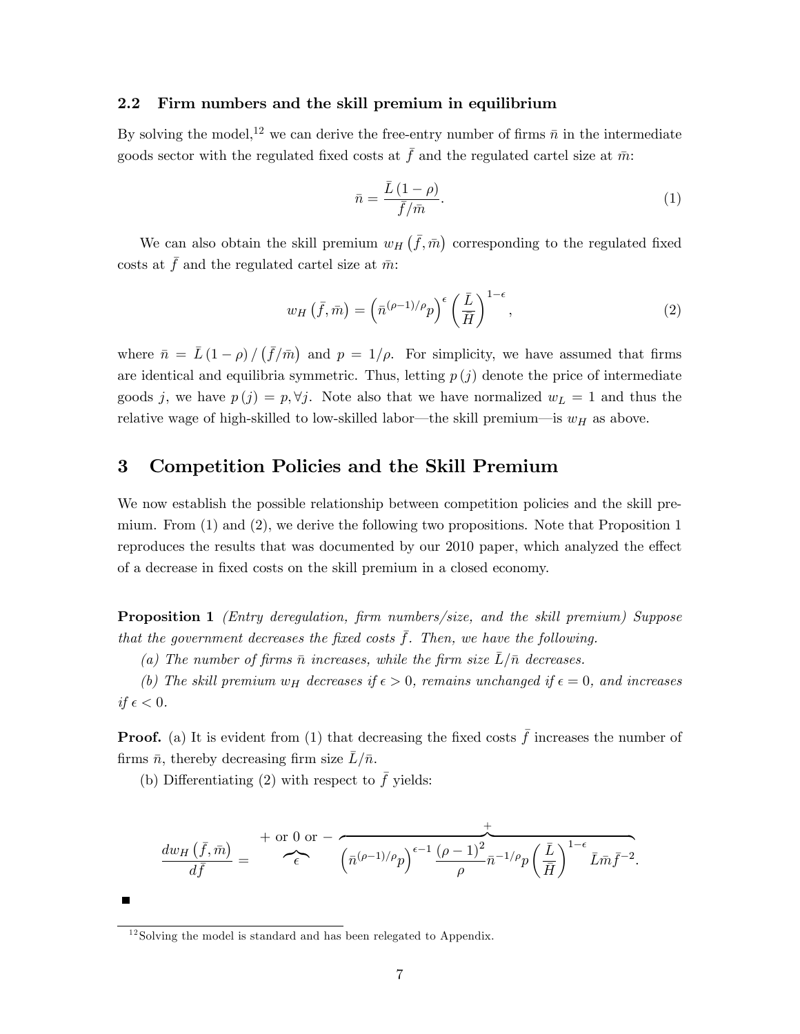### 2.2 Firm numbers and the skill premium in equilibrium

By solving the model,[12] we can derive the free-entry number of firms $\bar{n}$ in the intermediate goods sector with the regulated fixed costs at $\bar{f}$ and the regulated cartel size at $\bar{m}$:

$$\bar{n} = \frac{\bar{L}(1-\rho)}{\bar{f}/\bar{m}}. \tag{1}$$

We can also obtain the skill premium $w_H(\bar{f}, \bar{m})$ corresponding to the regulated fixed costs at $\bar{f}$ and the regulated cartel size at $\bar{m}$:

$$w_H(\bar{f}, \bar{m}) = \left(\bar{n}^{(\rho-1)/\rho} p\right)^{\epsilon} \left(\frac{\bar{L}}{\bar{H}}\right)^{1-\epsilon}, \tag{2}$$

where $\bar{n} = \bar{L}(1-\rho)/(\bar{f}/\bar{m})$ and $p = 1/\rho$. For simplicity, we have assumed that firms are identical and equilibria symmetric. Thus, letting $p(j)$ denote the price of intermediate goods $j$, we have $p(j) = p, \forall j$. Note also that we have normalized $w_L = 1$ and thus the relative wage of high-skilled to low-skilled labor—the skill premium—is $w_H$ as above.

# 3 Competition Policies and the Skill Premium

We now establish the possible relationship between competition policies and the skill premium. From (1) and (2), we derive the following two propositions. Note that Proposition 1 reproduces the results that was documented by our 2010 paper, which analyzed the effect of a decrease in fixed costs on the skill premium in a closed economy.

**Proposition 1** *(Entry deregulation, firm numbers/size, and the skill premium) Suppose that the government decreases the fixed costs $\bar{f}$. Then, we have the following.*

*(a) The number of firms $\bar{n}$ increases, while the firm size $\bar{L}/\bar{n}$ decreases.*

*(b) The skill premium $w_H$ decreases if $\epsilon > 0$, remains unchanged if $\epsilon = 0$, and increases if $\epsilon < 0$.*

**Proof.** (a) It is evident from (1) that decreasing the fixed costs $\bar{f}$ increases the number of firms $\bar{n}$, thereby decreasing firm size $\bar{L}/\bar{n}$.

(b) Differentiating (2) with respect to $\bar{f}$ yields:

$$\frac{dw_H(\bar{f}, \bar{m})}{d\bar{f}} = \overbrace{\epsilon}^{+ \text{ or } 0 \text{ or } -} \overbrace{\left(\bar{n}^{(\rho-1)/\rho} p\right)^{\epsilon-1} \frac{(\rho-1)^2}{\rho} \bar{n}^{-1/\rho} p \left(\frac{\bar{L}}{\bar{H}}\right)^{1-\epsilon} \bar{L}\bar{m}\bar{f}^{-2}}^{+}.$$

■

[12] Solving the model is standard and has been relegated to Appendix.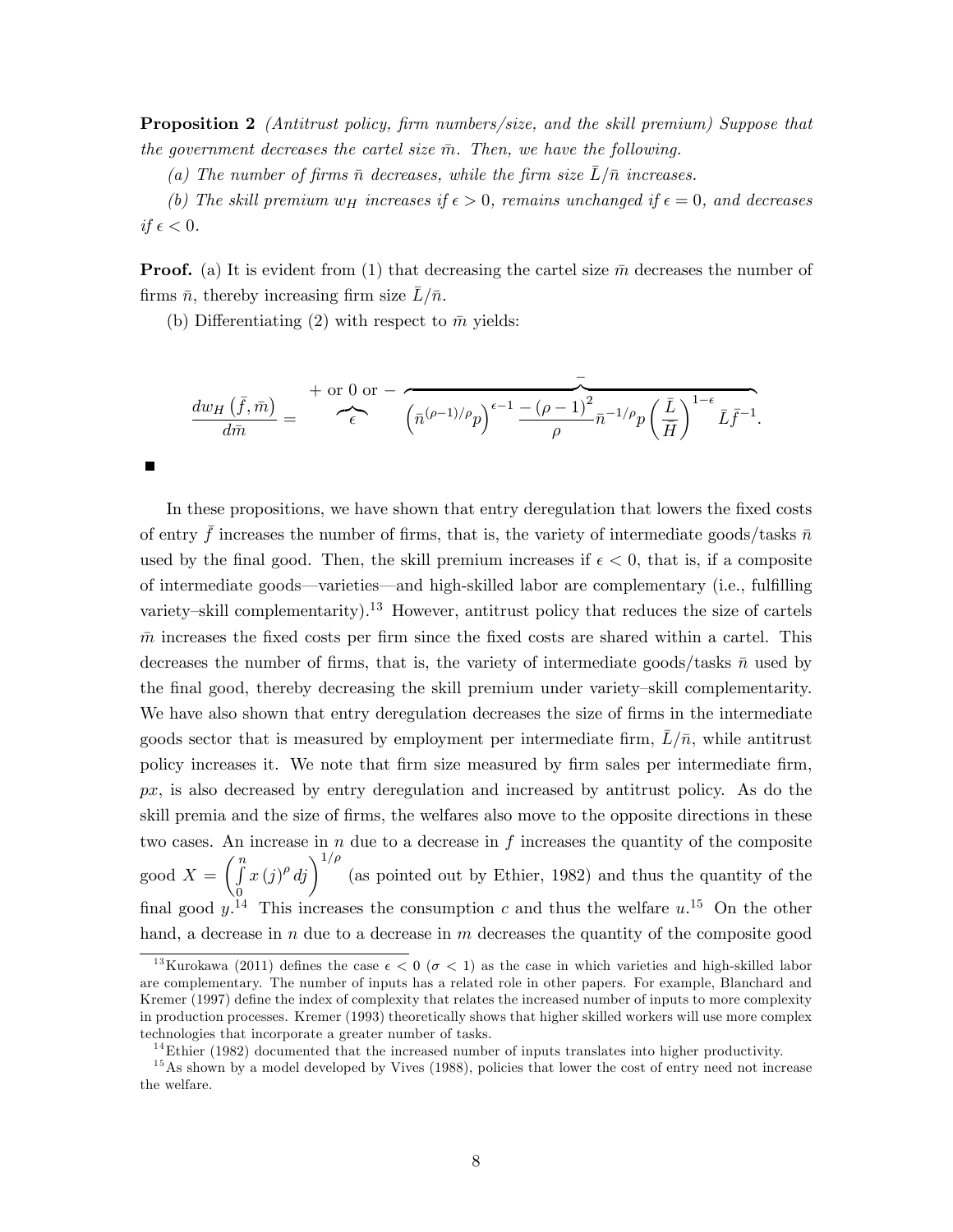**Proposition 2** *(Antitrust policy, firm numbers/size, and the skill premium) Suppose that the government decreases the cartel size $\bar{m}$. Then, we have the following.*

*(a) The number of firms $\bar{n}$ decreases, while the firm size $\bar{L}/\bar{n}$ increases.*

*(b) The skill premium $w_H$ increases if $\epsilon > 0$, remains unchanged if $\epsilon = 0$, and decreases if $\epsilon < 0$.*

**Proof.** (a) It is evident from (1) that decreasing the cartel size $\bar{m}$ decreases the number of firms $\bar{n}$, thereby increasing firm size $\bar{L}/\bar{n}$.

(b) Differentiating (2) with respect to $\bar{m}$ yields:

$$\frac{dw_H\left(\bar{f},\bar{m}\right)}{d\bar{m}} = \overbrace{\epsilon}^{+\text{ or }0\text{ or }-} \overbrace{\left(\bar{n}^{(\rho-1)/\rho}p\right)^{\epsilon-1}\frac{-(\rho-1)^2}{\rho}\bar{n}^{-1/\rho}p\left(\frac{\bar{L}}{\bar{H}}\right)^{1-\epsilon}\bar{L}\bar{f}^{-1}}^{-}.$$

■

In these propositions, we have shown that entry deregulation that lowers the fixed costs of entry $\bar{f}$ increases the number of firms, that is, the variety of intermediate goods/tasks $\bar{n}$ used by the final good. Then, the skill premium increases if $\epsilon < 0$, that is, if a composite of intermediate goods—varieties—and high-skilled labor are complementary (i.e., fulfilling variety–skill complementarity).[13] However, antitrust policy that reduces the size of cartels $\bar{m}$ increases the fixed costs per firm since the fixed costs are shared within a cartel. This decreases the number of firms, that is, the variety of intermediate goods/tasks $\bar{n}$ used by the final good, thereby decreasing the skill premium under variety–skill complementarity. We have also shown that entry deregulation decreases the size of firms in the intermediate goods sector that is measured by employment per intermediate firm, $\bar{L}/\bar{n}$, while antitrust policy increases it. We note that firm size measured by firm sales per intermediate firm, $px$, is also decreased by entry deregulation and increased by antitrust policy. As do the skill premia and the size of firms, the welfares also move to the opposite directions in these two cases. An increase in $n$ due to a decrease in $f$ increases the quantity of the composite good $X = \left(\int_0^n x(j)^\rho dj\right)^{1/\rho}$ (as pointed out by Ethier, 1982) and thus the quantity of the final good $y$.[14] This increases the consumption $c$ and thus the welfare $u$.[15] On the other hand, a decrease in $n$ due to a decrease in $m$ decreases the quantity of the composite good

[13] Kurokawa (2011) defines the case $\epsilon < 0$ ($\sigma < 1$) as the case in which varieties and high-skilled labor are complementary. The number of inputs has a related role in other papers. For example, Blanchard and Kremer (1997) define the index of complexity that relates the increased number of inputs to more complexity in production processes. Kremer (1993) theoretically shows that higher skilled workers will use more complex technologies that incorporate a greater number of tasks.

[14] Ethier (1982) documented that the increased number of inputs translates into higher productivity.

[15] As shown by a model developed by Vives (1988), policies that lower the cost of entry need not increase the welfare.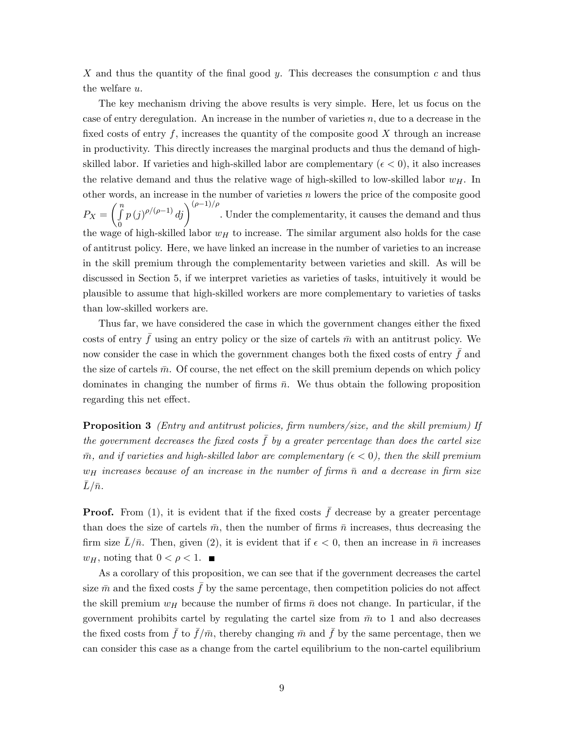$X$ and thus the quantity of the final good $y$. This decreases the consumption $c$ and thus the welfare $u$.

The key mechanism driving the above results is very simple. Here, let us focus on the case of entry deregulation. An increase in the number of varieties $n$, due to a decrease in the fixed costs of entry $f$, increases the quantity of the composite good $X$ through an increase in productivity. This directly increases the marginal products and thus the demand of high-skilled labor. If varieties and high-skilled labor are complementary ($\epsilon < 0$), it also increases the relative demand and thus the relative wage of high-skilled to low-skilled labor $w_H$. In other words, an increase in the number of varieties $n$ lowers the price of the composite good $P_X = \left( \int_0^n p(j)^{\rho/(\rho-1)} dj \right)^{(\rho-1)/\rho}$. Under the complementarity, it causes the demand and thus the wage of high-skilled labor $w_H$ to increase. The similar argument also holds for the case of antitrust policy. Here, we have linked an increase in the number of varieties to an increase in the skill premium through the complementarity between varieties and skill. As will be discussed in Section 5, if we interpret varieties as varieties of tasks, intuitively it would be plausible to assume that high-skilled workers are more complementary to varieties of tasks than low-skilled workers are.

Thus far, we have considered the case in which the government changes either the fixed costs of entry $\bar{f}$ using an entry policy or the size of cartels $\bar{m}$ with an antitrust policy. We now consider the case in which the government changes both the fixed costs of entry $\bar{f}$ and the size of cartels $\bar{m}$. Of course, the net effect on the skill premium depends on which policy dominates in changing the number of firms $\bar{n}$. We thus obtain the following proposition regarding this net effect.

**Proposition 3** *(Entry and antitrust policies, firm numbers/size, and the skill premium) If the government decreases the fixed costs $\bar{f}$ by a greater percentage than does the cartel size $\bar{m}$, and if varieties and high-skilled labor are complementary ($\epsilon < 0$), then the skill premium $w_H$ increases because of an increase in the number of firms $\bar{n}$ and a decrease in firm size $\bar{L}/\bar{n}$.*

**Proof.** From (1), it is evident that if the fixed costs $\bar{f}$ decrease by a greater percentage than does the size of cartels $\bar{m}$, then the number of firms $\bar{n}$ increases, thus decreasing the firm size $\bar{L}/\bar{n}$. Then, given (2), it is evident that if $\epsilon < 0$, then an increase in $\bar{n}$ increases $w_H$, noting that $0 < \rho < 1$. ■

As a corollary of this proposition, we can see that if the government decreases the cartel size $\bar{m}$ and the fixed costs $\bar{f}$ by the same percentage, then competition policies do not affect the skill premium $w_H$ because the number of firms $\bar{n}$ does not change. In particular, if the government prohibits cartel by regulating the cartel size from $\bar{m}$ to 1 and also decreases the fixed costs from $\bar{f}$ to $\bar{f}/\bar{m}$, thereby changing $\bar{m}$ and $\bar{f}$ by the same percentage, then we can consider this case as a change from the cartel equilibrium to the non-cartel equilibrium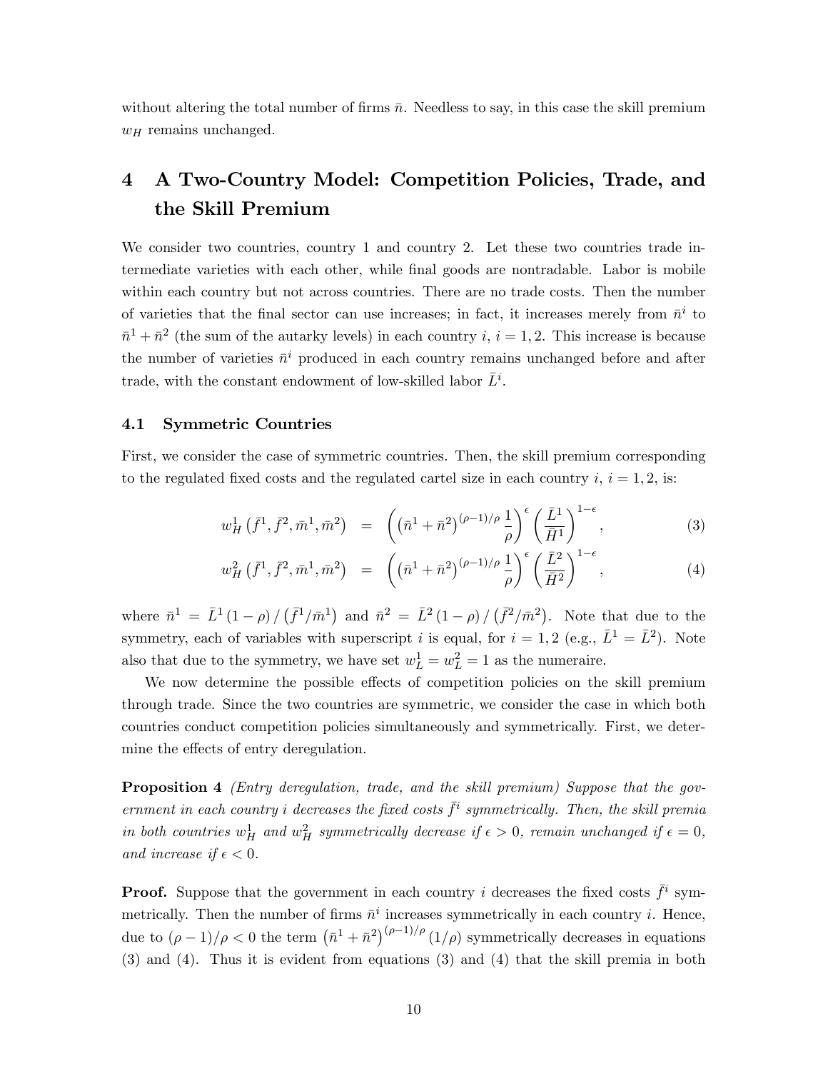without altering the total number of firms $\bar{n}$. Needless to say, in this case the skill premium $w_H$ remains unchanged.

# 4 A Two-Country Model: Competition Policies, Trade, and the Skill Premium

We consider two countries, country 1 and country 2. Let these two countries trade intermediate varieties with each other, while final goods are nontradable. Labor is mobile within each country but not across countries. There are no trade costs. Then the number of varieties that the final sector can use increases; in fact, it increases merely from $\bar{n}^i$ to $\bar{n}^1 + \bar{n}^2$ (the sum of the autarky levels) in each country $i$, $i = 1, 2$. This increase is because the number of varieties $\bar{n}^i$ produced in each country remains unchanged before and after trade, with the constant endowment of low-skilled labor $\bar{L}^i$.

## 4.1 Symmetric Countries

First, we consider the case of symmetric countries. Then, the skill premium corresponding to the regulated fixed costs and the regulated cartel size in each country $i$, $i = 1, 2$, is:

$$w_H^1\left(\bar{f}^1, \bar{f}^2, \bar{m}^1, \bar{m}^2\right) = \left(\left(\bar{n}^1 + \bar{n}^2\right)^{(\rho-1)/\rho} \frac{1}{\rho}\right)^{\epsilon} \left(\frac{\bar{L}^1}{\bar{H}^1}\right)^{1-\epsilon}, \tag{3}$$

$$w_H^2\left(\bar{f}^1, \bar{f}^2, \bar{m}^1, \bar{m}^2\right) = \left(\left(\bar{n}^1 + \bar{n}^2\right)^{(\rho-1)/\rho} \frac{1}{\rho}\right)^{\epsilon} \left(\frac{\bar{L}^2}{\bar{H}^2}\right)^{1-\epsilon}, \tag{4}$$

where $\bar{n}^1 = \bar{L}^1 (1-\rho) / \left(\bar{f}^1/\bar{m}^1\right)$ and $\bar{n}^2 = \bar{L}^2 (1-\rho) / \left(\bar{f}^2/\bar{m}^2\right)$. Note that due to the symmetry, each of variables with superscript $i$ is equal, for $i = 1, 2$ (e.g., $\bar{L}^1 = \bar{L}^2$). Note also that due to the symmetry, we have set $w_L^1 = w_L^2 = 1$ as the numeraire.

We now determine the possible effects of competition policies on the skill premium through trade. Since the two countries are symmetric, we consider the case in which both countries conduct competition policies simultaneously and symmetrically. First, we determine the effects of entry deregulation.

**Proposition 4** *(Entry deregulation, trade, and the skill premium) Suppose that the government in each country $i$ decreases the fixed costs $\bar{f}^i$ symmetrically. Then, the skill premia in both countries $w_H^1$ and $w_H^2$ symmetrically decrease if $\epsilon > 0$, remain unchanged if $\epsilon = 0$, and increase if $\epsilon < 0$.*

**Proof.** Suppose that the government in each country $i$ decreases the fixed costs $\bar{f}^i$ symmetrically. Then the number of firms $\bar{n}^i$ increases symmetrically in each country $i$. Hence, due to $(\rho-1)/\rho < 0$ the term $\left(\bar{n}^1 + \bar{n}^2\right)^{(\rho-1)/\rho} (1/\rho)$ symmetrically decreases in equations (3) and (4). Thus it is evident from equations (3) and (4) that the skill premia in both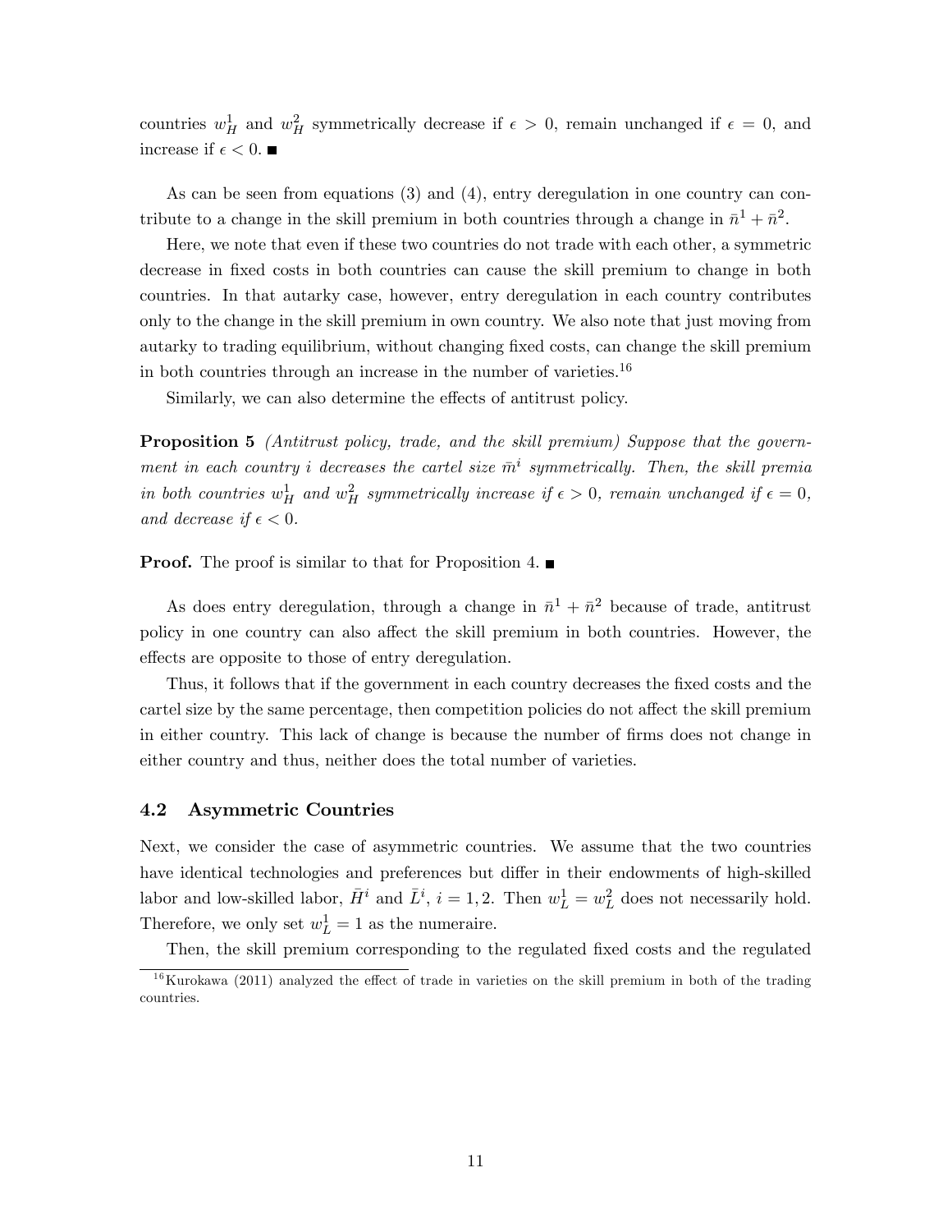countries $w_H^1$ and $w_H^2$ symmetrically decrease if $\epsilon > 0$, remain unchanged if $\epsilon = 0$, and increase if $\epsilon < 0$. ■

As can be seen from equations (3) and (4), entry deregulation in one country can contribute to a change in the skill premium in both countries through a change in $\bar{n}^1 + \bar{n}^2$.

Here, we note that even if these two countries do not trade with each other, a symmetric decrease in fixed costs in both countries can cause the skill premium to change in both countries. In that autarky case, however, entry deregulation in each country contributes only to the change in the skill premium in own country. We also note that just moving from autarky to trading equilibrium, without changing fixed costs, can change the skill premium in both countries through an increase in the number of varieties.[16]

Similarly, we can also determine the effects of antitrust policy.

**Proposition 5** *(Antitrust policy, trade, and the skill premium) Suppose that the government in each country i decreases the cartel size $\bar{m}^i$ symmetrically. Then, the skill premia in both countries $w_H^1$ and $w_H^2$ symmetrically increase if $\epsilon > 0$, remain unchanged if $\epsilon = 0$, and decrease if $\epsilon < 0$.*

**Proof.** The proof is similar to that for Proposition 4. ■

As does entry deregulation, through a change in $\bar{n}^1 + \bar{n}^2$ because of trade, antitrust policy in one country can also affect the skill premium in both countries. However, the effects are opposite to those of entry deregulation.

Thus, it follows that if the government in each country decreases the fixed costs and the cartel size by the same percentage, then competition policies do not affect the skill premium in either country. This lack of change is because the number of firms does not change in either country and thus, neither does the total number of varieties.

### 4.2 Asymmetric Countries

Next, we consider the case of asymmetric countries. We assume that the two countries have identical technologies and preferences but differ in their endowments of high-skilled labor and low-skilled labor, $\bar{H}^i$ and $\bar{L}^i$, $i = 1, 2$. Then $w_L^1 = w_L^2$ does not necessarily hold. Therefore, we only set $w_L^1 = 1$ as the numeraire.

Then, the skill premium corresponding to the regulated fixed costs and the regulated

[16] Kurokawa (2011) analyzed the effect of trade in varieties on the skill premium in both of the trading countries.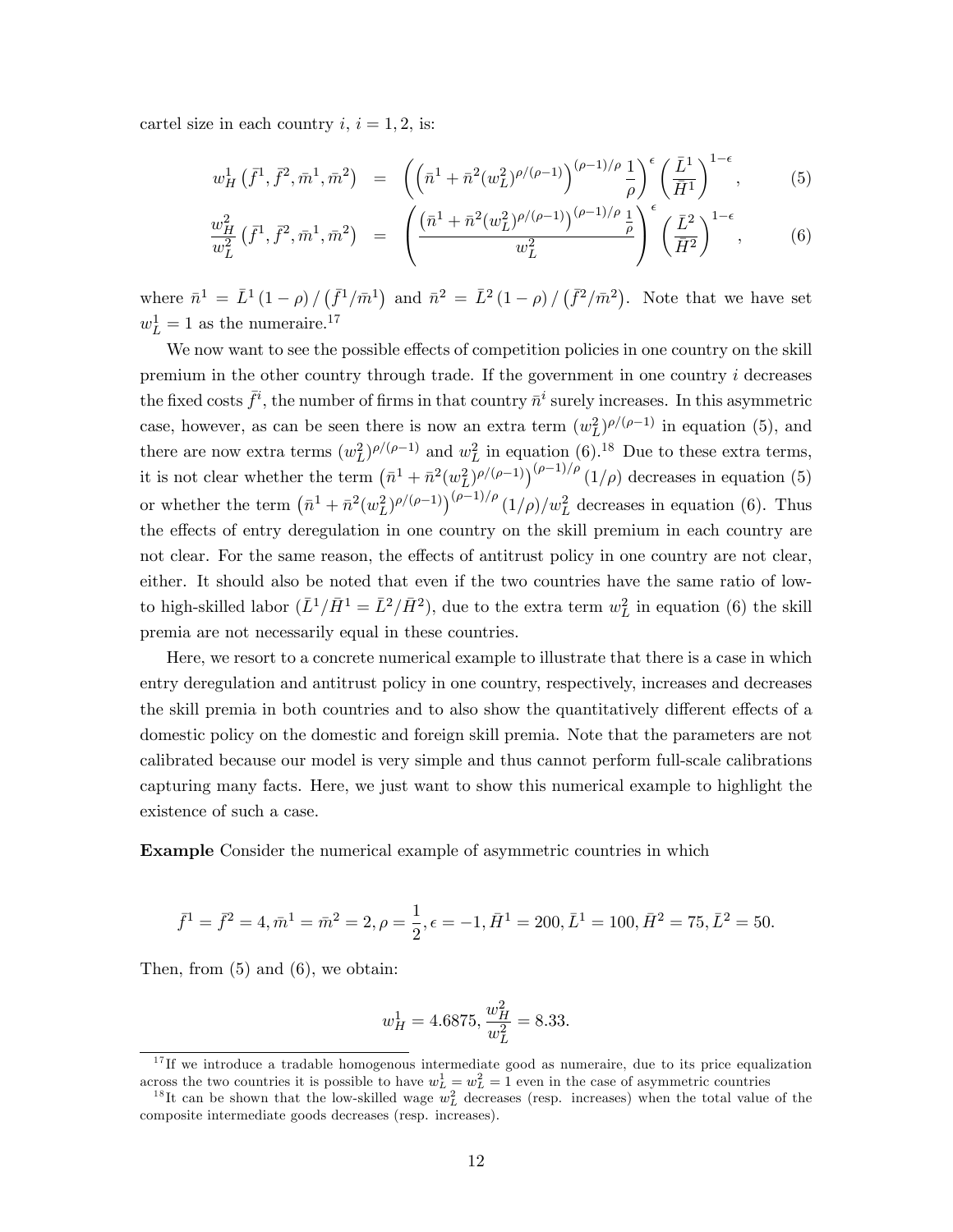cartel size in each country $i$, $i = 1, 2$, is:

$$w_H^1\left(\bar{f}^1, \bar{f}^2, \bar{m}^1, \bar{m}^2\right) = \left(\left(\bar{n}^1 + \bar{n}^2 (w_L^2)^{\rho/(\rho-1)}\right)^{(\rho-1)/\rho} \frac{1}{\rho}\right)^{\epsilon} \left(\frac{\bar{L}^1}{\bar{H}^1}\right)^{1-\epsilon}, \tag{5}$$

$$\frac{w_H^2}{w_L^2}\left(\bar{f}^1, \bar{f}^2, \bar{m}^1, \bar{m}^2\right) = \left(\frac{\left(\bar{n}^1 + \bar{n}^2 (w_L^2)^{\rho/(\rho-1)}\right)^{(\rho-1)/\rho} \frac{1}{\rho}}{w_L^2}\right)^{\epsilon} \left(\frac{\bar{L}^2}{\bar{H}^2}\right)^{1-\epsilon}, \tag{6}$$

where $\bar{n}^1 = \bar{L}^1 (1-\rho) / \left(\bar{f}^1 / \bar{m}^1\right)$ and $\bar{n}^2 = \bar{L}^2 (1-\rho) / \left(\bar{f}^2 / \bar{m}^2\right)$. Note that we have set $w_L^1 = 1$ as the numeraire.[17]

We now want to see the possible effects of competition policies in one country on the skill premium in the other country through trade. If the government in one country $i$ decreases the fixed costs $\bar{f}^i$, the number of firms in that country $\bar{n}^i$ surely increases. In this asymmetric case, however, as can be seen there is now an extra term $(w_L^2)^{\rho/(\rho-1)}$ in equation (5), and there are now extra terms $(w_L^2)^{\rho/(\rho-1)}$ and $w_L^2$ in equation (6).[18] Due to these extra terms, it is not clear whether the term $\left(\bar{n}^1 + \bar{n}^2 (w_L^2)^{\rho/(\rho-1)}\right)^{(\rho-1)/\rho} (1/\rho)$ decreases in equation (5) or whether the term $\left(\bar{n}^1 + \bar{n}^2 (w_L^2)^{\rho/(\rho-1)}\right)^{(\rho-1)/\rho} (1/\rho)/w_L^2$ decreases in equation (6). Thus the effects of entry deregulation in one country on the skill premium in each country are not clear. For the same reason, the effects of antitrust policy in one country are not clear, either. It should also be noted that even if the two countries have the same ratio of low- to high-skilled labor ($\bar{L}^1/\bar{H}^1 = \bar{L}^2/\bar{H}^2$), due to the extra term $w_L^2$ in equation (6) the skill premia are not necessarily equal in these countries.

Here, we resort to a concrete numerical example to illustrate that there is a case in which entry deregulation and antitrust policy in one country, respectively, increases and decreases the skill premia in both countries and to also show the quantitatively different effects of a domestic policy on the domestic and foreign skill premia. Note that the parameters are not calibrated because our model is very simple and thus cannot perform full-scale calibrations capturing many facts. Here, we just want to show this numerical example to highlight the existence of such a case.

**Example** Consider the numerical example of asymmetric countries in which

$$\bar{f}^1 = \bar{f}^2 = 4, \bar{m}^1 = \bar{m}^2 = 2, \rho = \frac{1}{2}, \epsilon = -1, \bar{H}^1 = 200, \bar{L}^1 = 100, \bar{H}^2 = 75, \bar{L}^2 = 50.$$

Then, from (5) and (6), we obtain:

$$w_H^1 = 4.6875, \frac{w_H^2}{w_L^2} = 8.33.$$

[17] If we introduce a tradable homogenous intermediate good as numeraire, due to its price equalization across the two countries it is possible to have $w_L^1 = w_L^2 = 1$ even in the case of asymmetric countries

[18] It can be shown that the low-skilled wage $w_L^2$ decreases (resp. increases) when the total value of the composite intermediate goods decreases (resp. increases).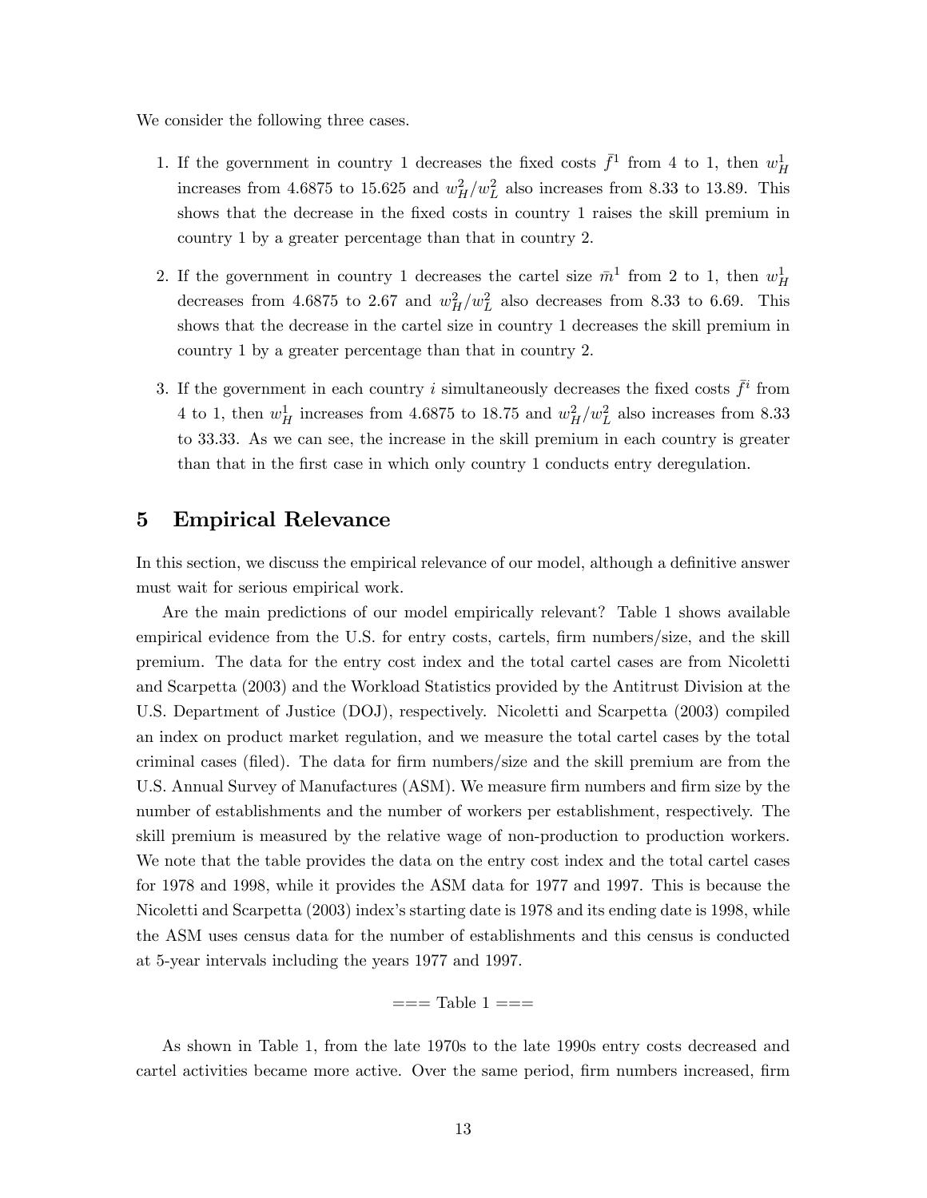We consider the following three cases.

1. If the government in country 1 decreases the fixed costs $\bar{f}^1$ from 4 to 1, then $w_H^1$ increases from 4.6875 to 15.625 and $w_H^2/w_L^2$ also increases from 8.33 to 13.89. This shows that the decrease in the fixed costs in country 1 raises the skill premium in country 1 by a greater percentage than that in country 2.

2. If the government in country 1 decreases the cartel size $\bar{m}^1$ from 2 to 1, then $w_H^1$ decreases from 4.6875 to 2.67 and $w_H^2/w_L^2$ also decreases from 8.33 to 6.69. This shows that the decrease in the cartel size in country 1 decreases the skill premium in country 1 by a greater percentage than that in country 2.

3. If the government in each country $i$ simultaneously decreases the fixed costs $\bar{f}^i$ from 4 to 1, then $w_H^1$ increases from 4.6875 to 18.75 and $w_H^2/w_L^2$ also increases from 8.33 to 33.33. As we can see, the increase in the skill premium in each country is greater than that in the first case in which only country 1 conducts entry deregulation.

## 5 Empirical Relevance

In this section, we discuss the empirical relevance of our model, although a definitive answer must wait for serious empirical work.

Are the main predictions of our model empirically relevant? Table 1 shows available empirical evidence from the U.S. for entry costs, cartels, firm numbers/size, and the skill premium. The data for the entry cost index and the total cartel cases are from Nicoletti and Scarpetta (2003) and the Workload Statistics provided by the Antitrust Division at the U.S. Department of Justice (DOJ), respectively. Nicoletti and Scarpetta (2003) compiled an index on product market regulation, and we measure the total cartel cases by the total criminal cases (filed). The data for firm numbers/size and the skill premium are from the U.S. Annual Survey of Manufactures (ASM). We measure firm numbers and firm size by the number of establishments and the number of workers per establishment, respectively. The skill premium is measured by the relative wage of non-production to production workers. We note that the table provides the data on the entry cost index and the total cartel cases for 1978 and 1998, while it provides the ASM data for 1977 and 1997. This is because the Nicoletti and Scarpetta (2003) index's starting date is 1978 and its ending date is 1998, while the ASM uses census data for the number of establishments and this census is conducted at 5-year intervals including the years 1977 and 1997.

=== Table 1 ===

As shown in Table 1, from the late 1970s to the late 1990s entry costs decreased and cartel activities became more active. Over the same period, firm numbers increased, firm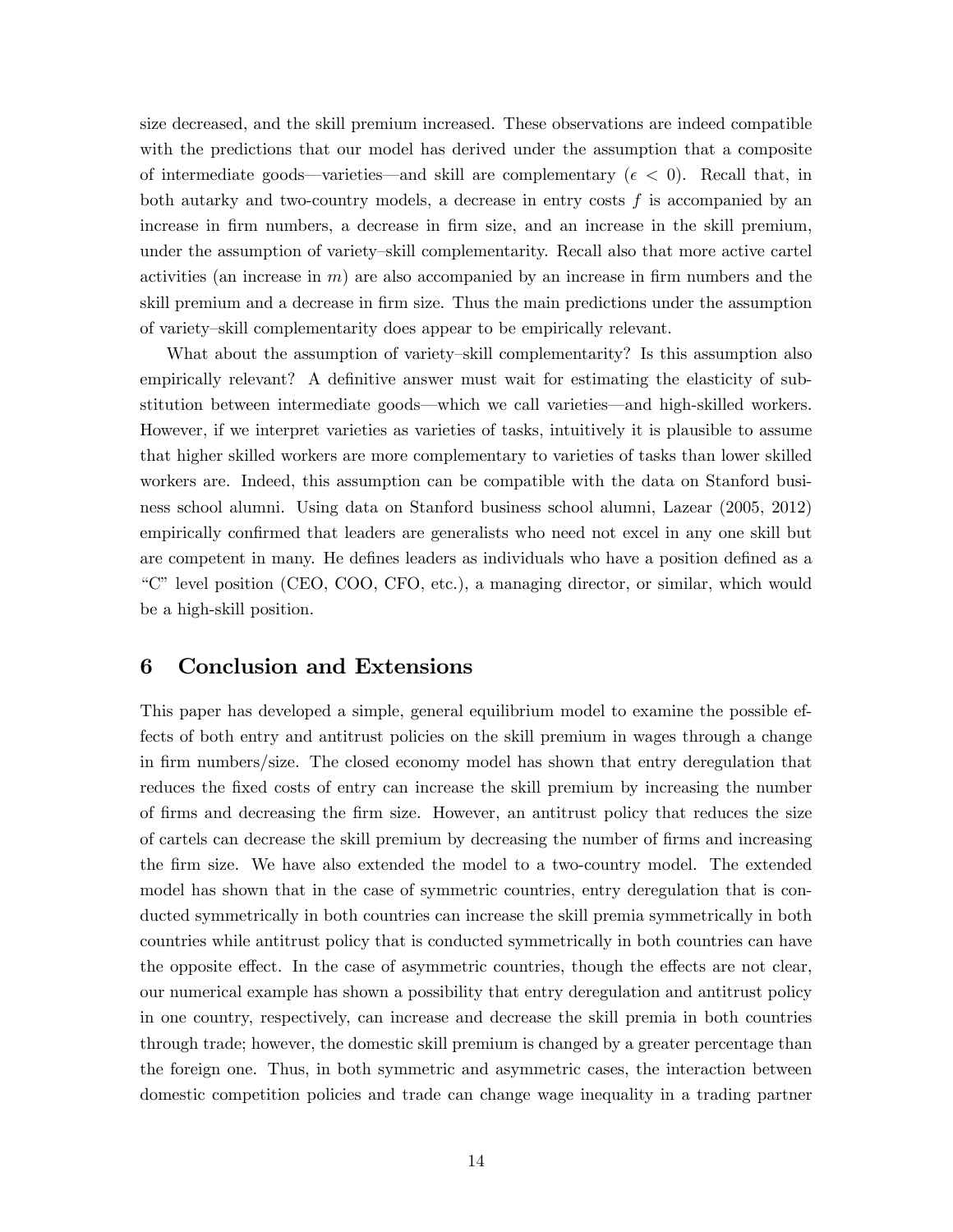size decreased, and the skill premium increased. These observations are indeed compatible with the predictions that our model has derived under the assumption that a composite of intermediate goods—varieties—and skill are complementary ($\epsilon < 0$). Recall that, in both autarky and two-country models, a decrease in entry costs $f$ is accompanied by an increase in firm numbers, a decrease in firm size, and an increase in the skill premium, under the assumption of variety–skill complementarity. Recall also that more active cartel activities (an increase in $m$) are also accompanied by an increase in firm numbers and the skill premium and a decrease in firm size. Thus the main predictions under the assumption of variety–skill complementarity does appear to be empirically relevant.

What about the assumption of variety–skill complementarity? Is this assumption also empirically relevant? A definitive answer must wait for estimating the elasticity of substitution between intermediate goods—which we call varieties—and high-skilled workers. However, if we interpret varieties as varieties of tasks, intuitively it is plausible to assume that higher skilled workers are more complementary to varieties of tasks than lower skilled workers are. Indeed, this assumption can be compatible with the data on Stanford business school alumni. Using data on Stanford business school alumni, Lazear (2005, 2012) empirically confirmed that leaders are generalists who need not excel in any one skill but are competent in many. He defines leaders as individuals who have a position defined as a "C" level position (CEO, COO, CFO, etc.), a managing director, or similar, which would be a high-skill position.

## 6 Conclusion and Extensions

This paper has developed a simple, general equilibrium model to examine the possible effects of both entry and antitrust policies on the skill premium in wages through a change in firm numbers/size. The closed economy model has shown that entry deregulation that reduces the fixed costs of entry can increase the skill premium by increasing the number of firms and decreasing the firm size. However, an antitrust policy that reduces the size of cartels can decrease the skill premium by decreasing the number of firms and increasing the firm size. We have also extended the model to a two-country model. The extended model has shown that in the case of symmetric countries, entry deregulation that is conducted symmetrically in both countries can increase the skill premia symmetrically in both countries while antitrust policy that is conducted symmetrically in both countries can have the opposite effect. In the case of asymmetric countries, though the effects are not clear, our numerical example has shown a possibility that entry deregulation and antitrust policy in one country, respectively, can increase and decrease the skill premia in both countries through trade; however, the domestic skill premium is changed by a greater percentage than the foreign one. Thus, in both symmetric and asymmetric cases, the interaction between domestic competition policies and trade can change wage inequality in a trading partner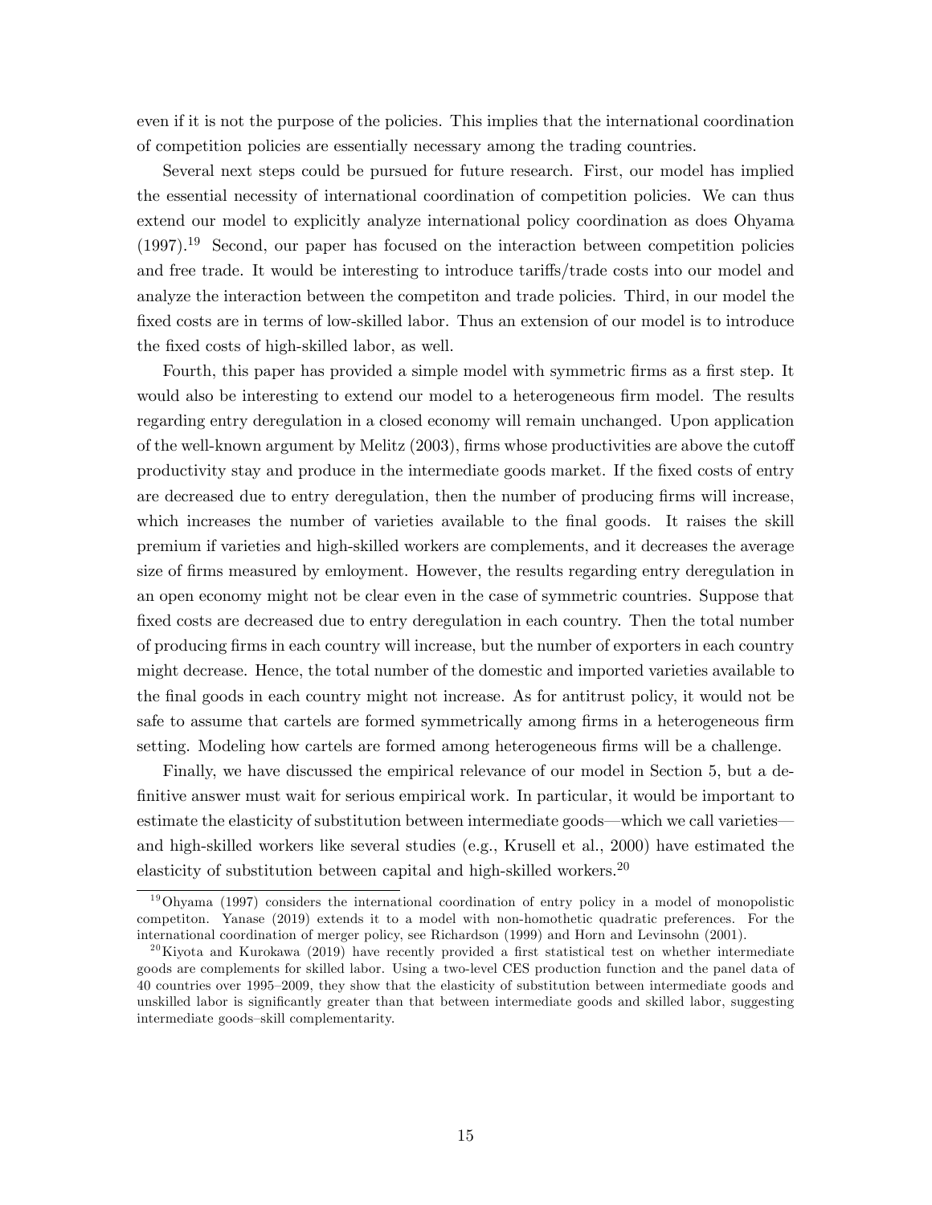even if it is not the purpose of the policies. This implies that the international coordination of competition policies are essentially necessary among the trading countries.

Several next steps could be pursued for future research. First, our model has implied the essential necessity of international coordination of competition policies. We can thus extend our model to explicitly analyze international policy coordination as does Ohyama (1997).[19] Second, our paper has focused on the interaction between competition policies and free trade. It would be interesting to introduce tariffs/trade costs into our model and analyze the interaction between the competiton and trade policies. Third, in our model the fixed costs are in terms of low-skilled labor. Thus an extension of our model is to introduce the fixed costs of high-skilled labor, as well.

Fourth, this paper has provided a simple model with symmetric firms as a first step. It would also be interesting to extend our model to a heterogeneous firm model. The results regarding entry deregulation in a closed economy will remain unchanged. Upon application of the well-known argument by Melitz (2003), firms whose productivities are above the cutoff productivity stay and produce in the intermediate goods market. If the fixed costs of entry are decreased due to entry deregulation, then the number of producing firms will increase, which increases the number of varieties available to the final goods. It raises the skill premium if varieties and high-skilled workers are complements, and it decreases the average size of firms measured by emloyment. However, the results regarding entry deregulation in an open economy might not be clear even in the case of symmetric countries. Suppose that fixed costs are decreased due to entry deregulation in each country. Then the total number of producing firms in each country will increase, but the number of exporters in each country might decrease. Hence, the total number of the domestic and imported varieties available to the final goods in each country might not increase. As for antitrust policy, it would not be safe to assume that cartels are formed symmetrically among firms in a heterogeneous firm setting. Modeling how cartels are formed among heterogeneous firms will be a challenge.

Finally, we have discussed the empirical relevance of our model in Section 5, but a definitive answer must wait for serious empirical work. In particular, it would be important to estimate the elasticity of substitution between intermediate goods—which we call varieties—and high-skilled workers like several studies (e.g., Krusell et al., 2000) have estimated the elasticity of substitution between capital and high-skilled workers.[20]

[19] Ohyama (1997) considers the international coordination of entry policy in a model of monopolistic competiton. Yanase (2019) extends it to a model with non-homothetic quadratic preferences. For the international coordination of merger policy, see Richardson (1999) and Horn and Levinsohn (2001).

[20] Kiyota and Kurokawa (2019) have recently provided a first statistical test on whether intermediate goods are complements for skilled labor. Using a two-level CES production function and the panel data of 40 countries over 1995–2009, they show that the elasticity of substitution between intermediate goods and unskilled labor is significantly greater than that between intermediate goods and skilled labor, suggesting intermediate goods–skill complementarity.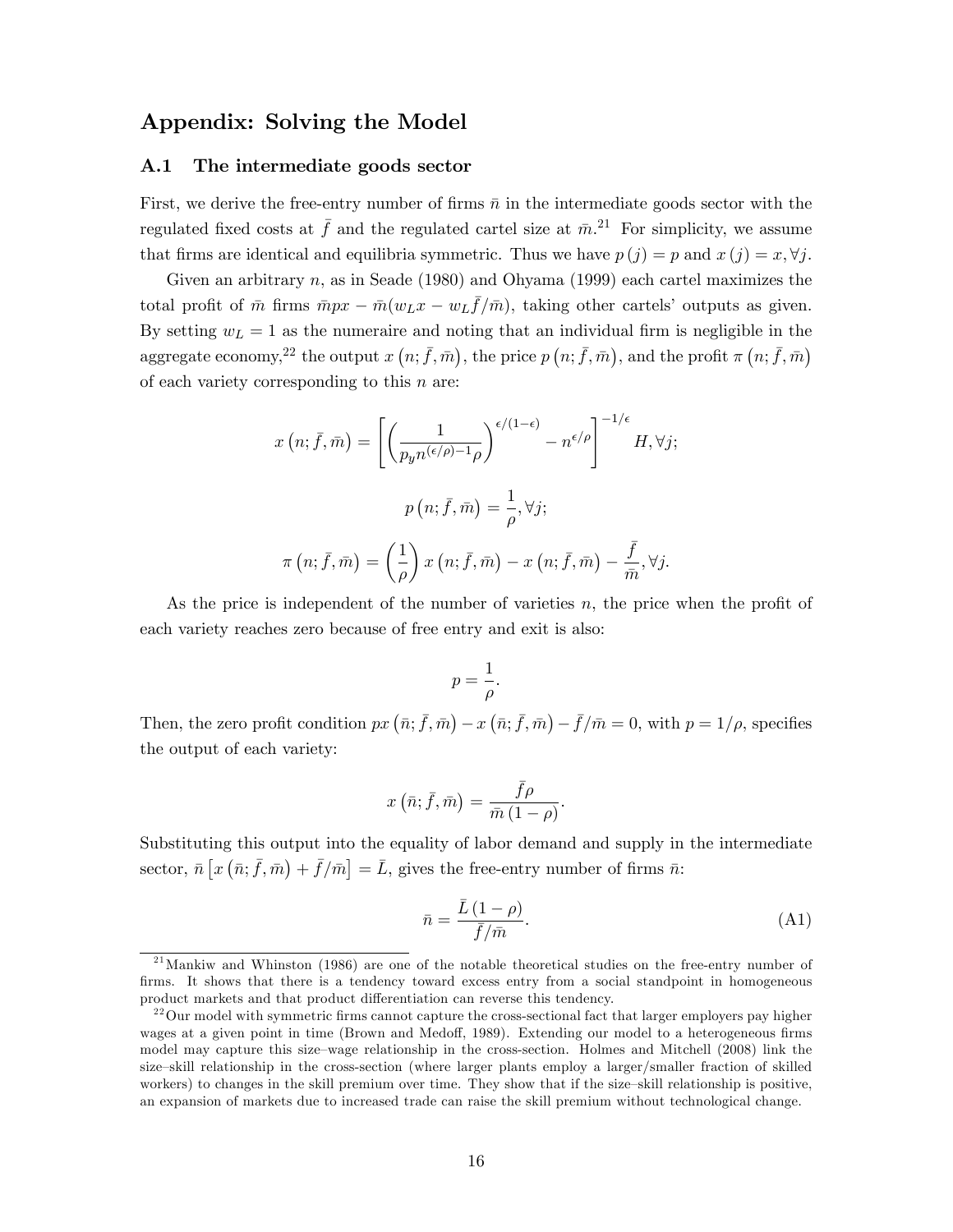## Appendix: Solving the Model

### A.1 The intermediate goods sector

First, we derive the free-entry number of firms $\bar{n}$ in the intermediate goods sector with the regulated fixed costs at $\bar{f}$ and the regulated cartel size at $\bar{m}$.[21] For simplicity, we assume that firms are identical and equilibria symmetric. Thus we have $p(j) = p$ and $x(j) = x, \forall j$.

Given an arbitrary $n$, as in Seade (1980) and Ohyama (1999) each cartel maximizes the total profit of $\bar{m}$ firms $\bar{m}px - \bar{m}(w_L x - w_L \bar{f}/\bar{m})$, taking other cartels' outputs as given. By setting $w_L = 1$ as the numeraire and noting that an individual firm is negligible in the aggregate economy,[22] the output $x(n; \bar{f}, \bar{m})$, the price $p(n; \bar{f}, \bar{m})$, and the profit $\pi(n; \bar{f}, \bar{m})$ of each variety corresponding to this $n$ are:

$$x(n; \bar{f}, \bar{m}) = \left[ \left( \frac{1}{p_y n^{(\epsilon/\rho)-1} \rho} \right)^{\epsilon/(1-\epsilon)} - n^{\epsilon/\rho} \right]^{-1/\epsilon} H, \forall j;$$

$$p(n; \bar{f}, \bar{m}) = \frac{1}{\rho}, \forall j;$$

$$\pi(n; \bar{f}, \bar{m}) = \left( \frac{1}{\rho} \right) x(n; \bar{f}, \bar{m}) - x(n; \bar{f}, \bar{m}) - \frac{\bar{f}}{\bar{m}}, \forall j.$$

As the price is independent of the number of varieties $n$, the price when the profit of each variety reaches zero because of free entry and exit is also:

$$p = \frac{1}{\rho}.$$

Then, the zero profit condition $px(\bar{n}; \bar{f}, \bar{m}) - x(\bar{n}; \bar{f}, \bar{m}) - \bar{f}/\bar{m} = 0$, with $p = 1/\rho$, specifies the output of each variety:

$$x(\bar{n}; \bar{f}, \bar{m}) = \frac{\bar{f}\rho}{\bar{m}(1-\rho)}.$$

Substituting this output into the equality of labor demand and supply in the intermediate sector, $\bar{n}\left[x(\bar{n}; \bar{f}, \bar{m}) + \bar{f}/\bar{m}\right] = \bar{L}$, gives the free-entry number of firms $\bar{n}$:

$$\bar{n} = \frac{\bar{L}(1-\rho)}{\bar{f}/\bar{m}}. \tag{A1}$$

[21] Mankiw and Whinston (1986) are one of the notable theoretical studies on the free-entry number of firms. It shows that there is a tendency toward excess entry from a social standpoint in homogeneous product markets and that product differentiation can reverse this tendency.

[22] Our model with symmetric firms cannot capture the cross-sectional fact that larger employers pay higher wages at a given point in time (Brown and Medoff, 1989). Extending our model to a heterogeneous firms model may capture this size–wage relationship in the cross-section. Holmes and Mitchell (2008) link the size–skill relationship in the cross-section (where larger plants employ a larger/smaller fraction of skilled workers) to changes in the skill premium over time. They show that if the size–skill relationship is positive, an expansion of markets due to increased trade can raise the skill premium without technological change.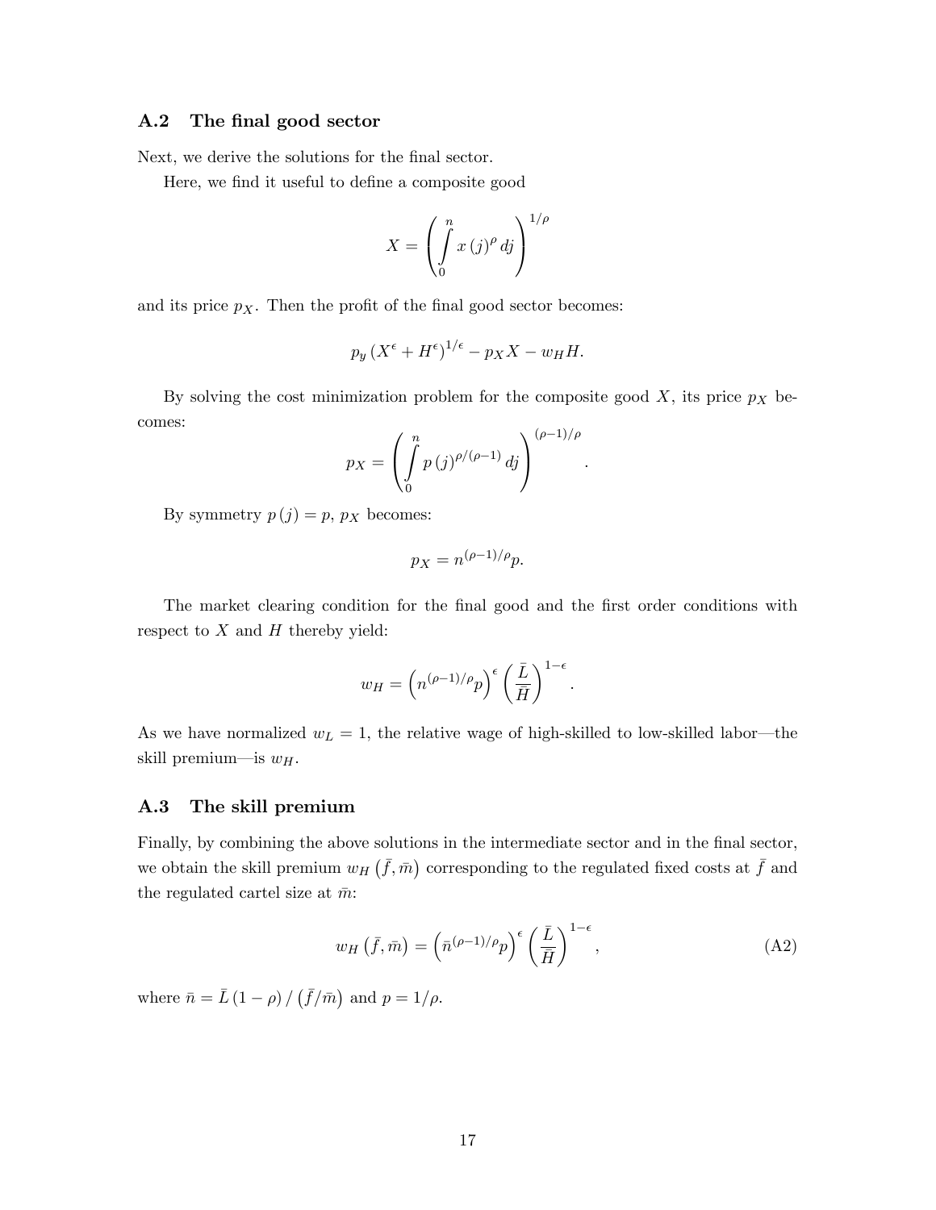### A.2 The final good sector

Next, we derive the solutions for the final sector.

Here, we find it useful to define a composite good

$$X = \left( \int_0^n x(j)^{\rho} \, dj \right)^{1/\rho}$$

and its price $p_X$. Then the profit of the final good sector becomes:

$$p_y \left( X^{\epsilon} + H^{\epsilon} \right)^{1/\epsilon} - p_X X - w_H H.$$

By solving the cost minimization problem for the composite good $X$, its price $p_X$ becomes:

$$p_X = \left( \int_0^n p(j)^{\rho/(\rho-1)} \, dj \right)^{(\rho-1)/\rho}.$$

By symmetry $p(j) = p$, $p_X$ becomes:

$$p_X = n^{(\rho-1)/\rho} p.$$

The market clearing condition for the final good and the first order conditions with respect to $X$ and $H$ thereby yield:

$$w_H = \left( n^{(\rho-1)/\rho} p \right)^{\epsilon} \left( \frac{\bar{L}}{\bar{H}} \right)^{1-\epsilon}.$$

As we have normalized $w_L = 1$, the relative wage of high-skilled to low-skilled labor—the skill premium—is $w_H$.

### A.3 The skill premium

Finally, by combining the above solutions in the intermediate sector and in the final sector, we obtain the skill premium $w_H(\bar{f}, \bar{m})$ corresponding to the regulated fixed costs at $\bar{f}$ and the regulated cartel size at $\bar{m}$:

$$w_H(\bar{f}, \bar{m}) = \left( \bar{n}^{(\rho-1)/\rho} p \right)^{\epsilon} \left( \frac{\bar{L}}{\bar{H}} \right)^{1-\epsilon}, \tag{A2}$$

where $\bar{n} = \bar{L}(1-\rho) / \left( \bar{f}/\bar{m} \right)$ and $p = 1/\rho$.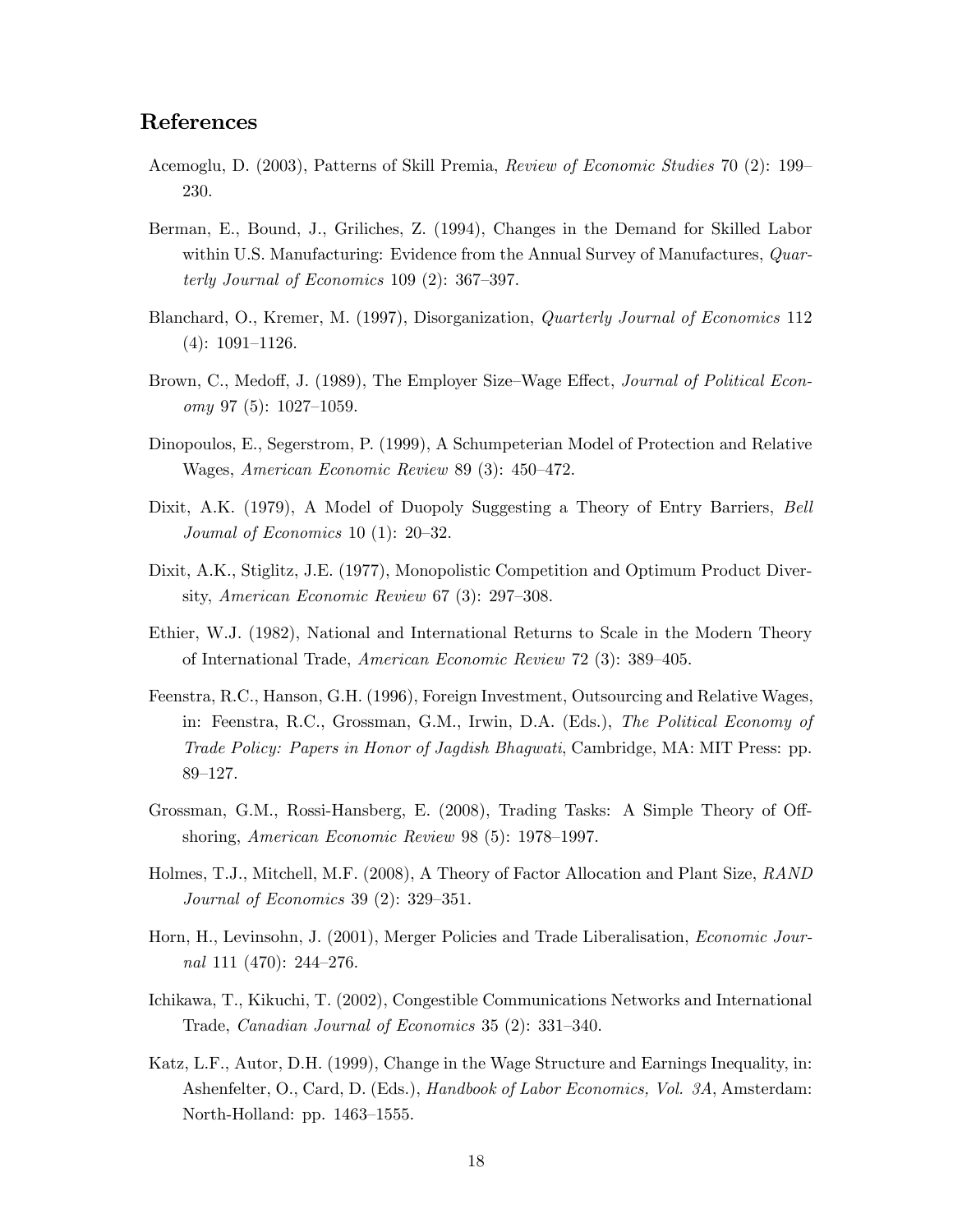## References

Acemoglu, D. (2003), Patterns of Skill Premia, *Review of Economic Studies* 70 (2): 199–230.

Berman, E., Bound, J., Griliches, Z. (1994), Changes in the Demand for Skilled Labor within U.S. Manufacturing: Evidence from the Annual Survey of Manufactures, *Quarterly Journal of Economics* 109 (2): 367–397.

Blanchard, O., Kremer, M. (1997), Disorganization, *Quarterly Journal of Economics* 112 (4): 1091–1126.

Brown, C., Medoff, J. (1989), The Employer Size–Wage Effect, *Journal of Political Economy* 97 (5): 1027–1059.

Dinopoulos, E., Segerstrom, P. (1999), A Schumpeterian Model of Protection and Relative Wages, *American Economic Review* 89 (3): 450–472.

Dixit, A.K. (1979), A Model of Duopoly Suggesting a Theory of Entry Barriers, *Bell Joumal of Economics* 10 (1): 20–32.

Dixit, A.K., Stiglitz, J.E. (1977), Monopolistic Competition and Optimum Product Diversity, *American Economic Review* 67 (3): 297–308.

Ethier, W.J. (1982), National and International Returns to Scale in the Modern Theory of International Trade, *American Economic Review* 72 (3): 389–405.

Feenstra, R.C., Hanson, G.H. (1996), Foreign Investment, Outsourcing and Relative Wages, in: Feenstra, R.C., Grossman, G.M., Irwin, D.A. (Eds.), *The Political Economy of Trade Policy: Papers in Honor of Jagdish Bhagwati*, Cambridge, MA: MIT Press: pp. 89–127.

Grossman, G.M., Rossi-Hansberg, E. (2008), Trading Tasks: A Simple Theory of Offshoring, *American Economic Review* 98 (5): 1978–1997.

Holmes, T.J., Mitchell, M.F. (2008), A Theory of Factor Allocation and Plant Size, *RAND Journal of Economics* 39 (2): 329–351.

Horn, H., Levinsohn, J. (2001), Merger Policies and Trade Liberalisation, *Economic Journal* 111 (470): 244–276.

Ichikawa, T., Kikuchi, T. (2002), Congestible Communications Networks and International Trade, *Canadian Journal of Economics* 35 (2): 331–340.

Katz, L.F., Autor, D.H. (1999), Change in the Wage Structure and Earnings Inequality, in: Ashenfelter, O., Card, D. (Eds.), *Handbook of Labor Economics, Vol. 3A*, Amsterdam: North-Holland: pp. 1463–1555.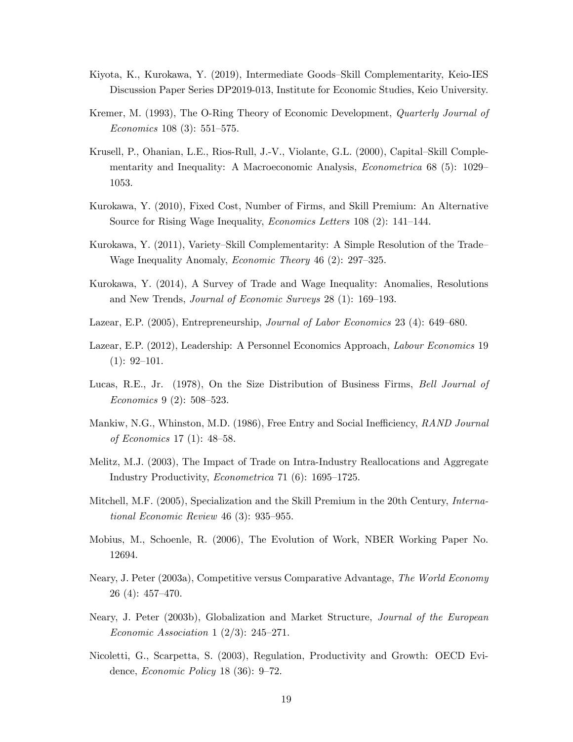Kiyota, K., Kurokawa, Y. (2019), Intermediate Goods–Skill Complementarity, Keio-IES Discussion Paper Series DP2019-013, Institute for Economic Studies, Keio University.

Kremer, M. (1993), The O-Ring Theory of Economic Development, *Quarterly Journal of Economics* 108 (3): 551–575.

Krusell, P., Ohanian, L.E., Rios-Rull, J.-V., Violante, G.L. (2000), Capital–Skill Complementarity and Inequality: A Macroeconomic Analysis, *Econometrica* 68 (5): 1029–1053.

Kurokawa, Y. (2010), Fixed Cost, Number of Firms, and Skill Premium: An Alternative Source for Rising Wage Inequality, *Economics Letters* 108 (2): 141–144.

Kurokawa, Y. (2011), Variety–Skill Complementarity: A Simple Resolution of the Trade–Wage Inequality Anomaly, *Economic Theory* 46 (2): 297–325.

Kurokawa, Y. (2014), A Survey of Trade and Wage Inequality: Anomalies, Resolutions and New Trends, *Journal of Economic Surveys* 28 (1): 169–193.

Lazear, E.P. (2005), Entrepreneurship, *Journal of Labor Economics* 23 (4): 649–680.

Lazear, E.P. (2012), Leadership: A Personnel Economics Approach, *Labour Economics* 19 (1): 92–101.

Lucas, R.E., Jr. (1978), On the Size Distribution of Business Firms, *Bell Journal of Economics* 9 (2): 508–523.

Mankiw, N.G., Whinston, M.D. (1986), Free Entry and Social Inefficiency, *RAND Journal of Economics* 17 (1): 48–58.

Melitz, M.J. (2003), The Impact of Trade on Intra-Industry Reallocations and Aggregate Industry Productivity, *Econometrica* 71 (6): 1695–1725.

Mitchell, M.F. (2005), Specialization and the Skill Premium in the 20th Century, *International Economic Review* 46 (3): 935–955.

Mobius, M., Schoenle, R. (2006), The Evolution of Work, NBER Working Paper No. 12694.

Neary, J. Peter (2003a), Competitive versus Comparative Advantage, *The World Economy* 26 (4): 457–470.

Neary, J. Peter (2003b), Globalization and Market Structure, *Journal of the European Economic Association* 1 (2/3): 245–271.

Nicoletti, G., Scarpetta, S. (2003), Regulation, Productivity and Growth: OECD Evidence, *Economic Policy* 18 (36): 9–72.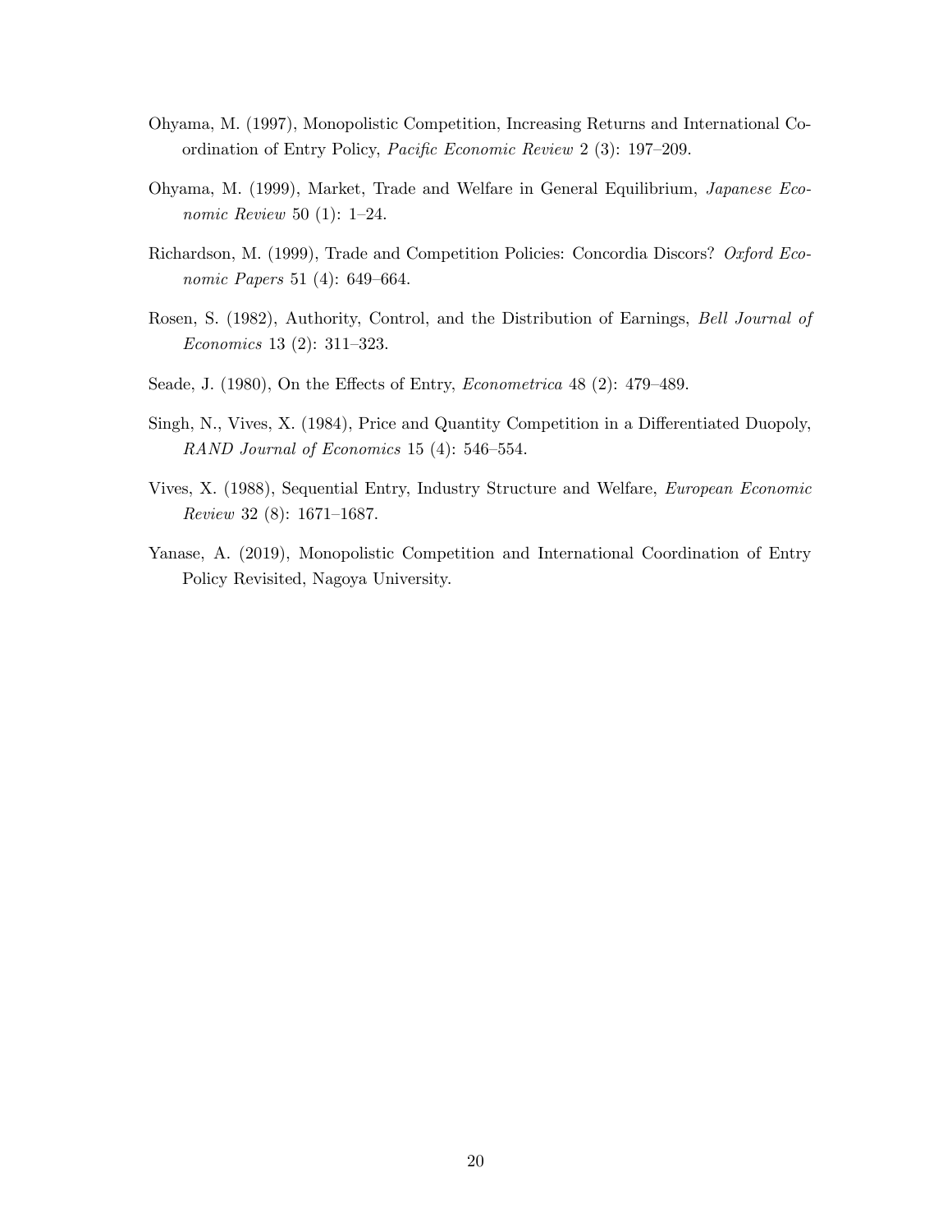Ohyama, M. (1997), Monopolistic Competition, Increasing Returns and International Coordination of Entry Policy, *Pacific Economic Review* 2 (3): 197–209.

Ohyama, M. (1999), Market, Trade and Welfare in General Equilibrium, *Japanese Economic Review* 50 (1): 1–24.

Richardson, M. (1999), Trade and Competition Policies: Concordia Discors? *Oxford Economic Papers* 51 (4): 649–664.

Rosen, S. (1982), Authority, Control, and the Distribution of Earnings, *Bell Journal of Economics* 13 (2): 311–323.

Seade, J. (1980), On the Effects of Entry, *Econometrica* 48 (2): 479–489.

Singh, N., Vives, X. (1984), Price and Quantity Competition in a Differentiated Duopoly, *RAND Journal of Economics* 15 (4): 546–554.

Vives, X. (1988), Sequential Entry, Industry Structure and Welfare, *European Economic Review* 32 (8): 1671–1687.

Yanase, A. (2019), Monopolistic Competition and International Coordination of Entry Policy Revisited, Nagoya University.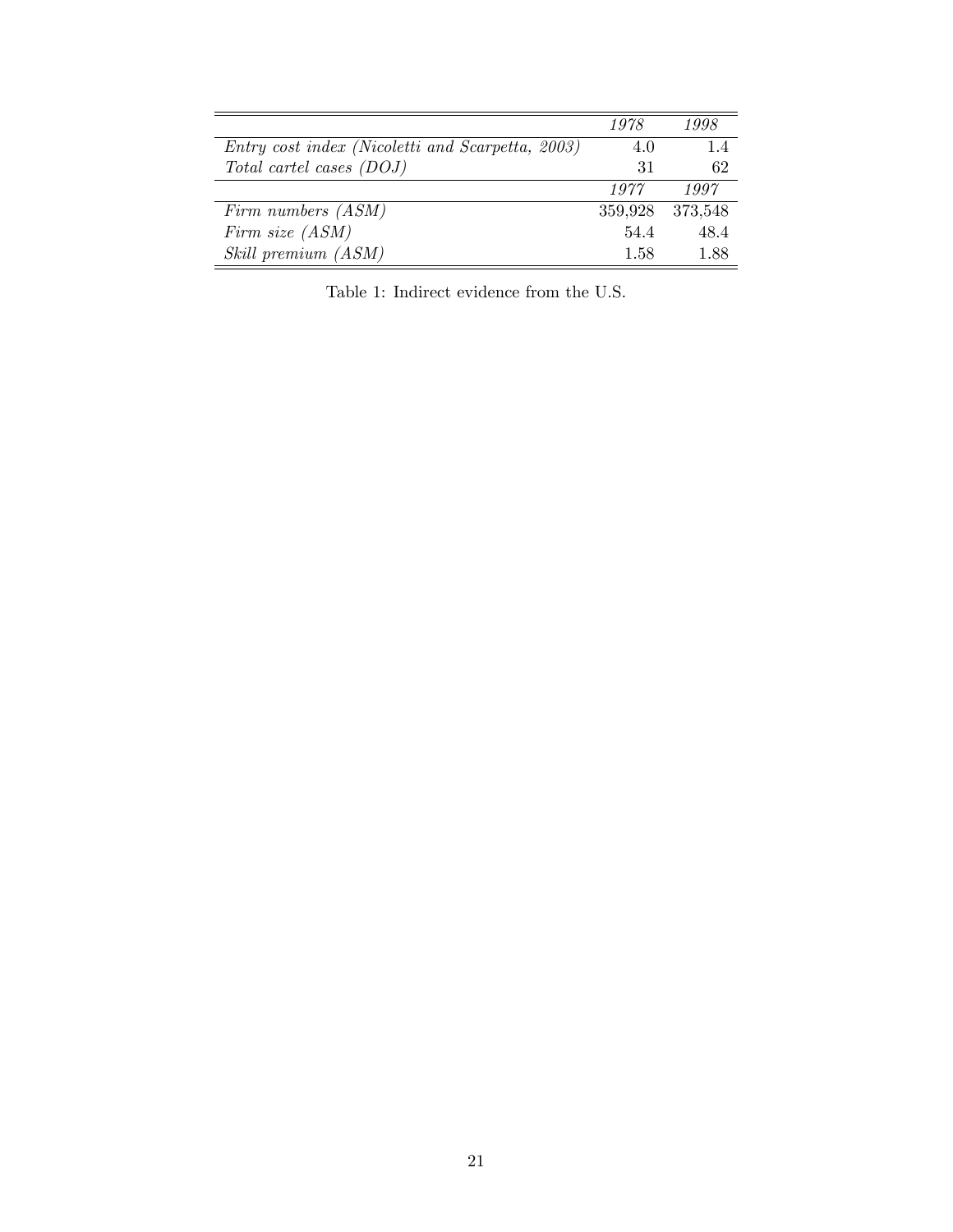| | *1978* | *1998* |
|---|---|---|
| *Entry cost index (Nicoletti and Scarpetta, 2003)* | 4.0 | 1.4 |
| *Total cartel cases (DOJ)* | 31 | 62 |
| | *1977* | *1997* |
| *Firm numbers (ASM)* | 359,928 | 373,548 |
| *Firm size (ASM)* | 54.4 | 48.4 |
| *Skill premium (ASM)* | 1.58 | 1.88 |

Table 1: Indirect evidence from the U.S.